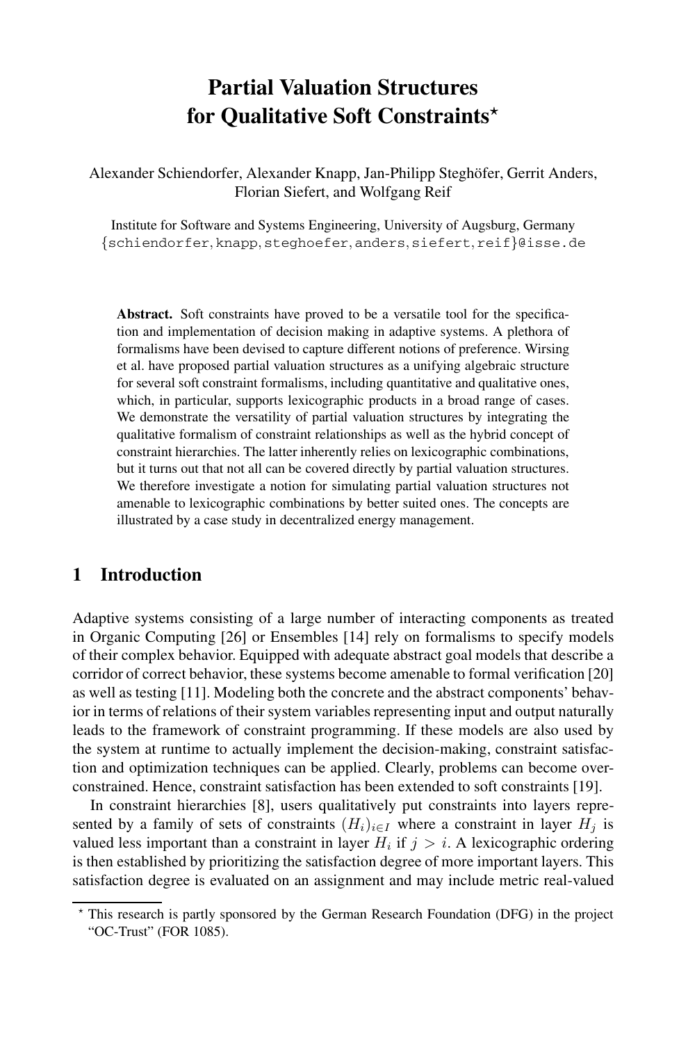# Partial Valuation Structures for Qualitative Soft Constraints*

Alexander Schiendorfer, Alexander Knapp, Jan-Philipp Steghöfer, Gerrit Anders, Florian Siefert, and Wolfgang Reif

Institute for Software and Systems Engineering, University of Augsburg, Germany
{schiendorfer, knapp, steghoefer, anders, siefert, reif}@isse.de

**Abstract.** Soft constraints have proved to be a versatile tool for the specification and implementation of decision making in adaptive systems. A plethora of formalisms have been devised to capture different notions of preference. Wirsing et al. have proposed partial valuation structures as a unifying algebraic structure for several soft constraint formalisms, including quantitative and qualitative ones, which, in particular, supports lexicographic products in a broad range of cases. We demonstrate the versatility of partial valuation structures by integrating the qualitative formalism of constraint relationships as well as the hybrid concept of constraint hierarchies. The latter inherently relies on lexicographic combinations, but it turns out that not all can be covered directly by partial valuation structures. We therefore investigate a notion for simulating partial valuation structures not amenable to lexicographic combinations by better suited ones. The concepts are illustrated by a case study in decentralized energy management.

## 1 Introduction

Adaptive systems consisting of a large number of interacting components as treated in Organic Computing [26] or Ensembles [14] rely on formalisms to specify models of their complex behavior. Equipped with adequate abstract goal models that describe a corridor of correct behavior, these systems become amenable to formal verification [20] as well as testing [11]. Modeling both the concrete and the abstract components' behavior in terms of relations of their system variables representing input and output naturally leads to the framework of constraint programming. If these models are also used by the system at runtime to actually implement the decision-making, constraint satisfaction and optimization techniques can be applied. Clearly, problems can become over-constrained. Hence, constraint satisfaction has been extended to soft constraints [19].

In constraint hierarchies [8], users qualitatively put constraints into layers represented by a family of sets of constraints $(H_i)_{i \in I}$ where a constraint in layer $H_j$ is valued less important than a constraint in layer $H_i$ if $j > i$. A lexicographic ordering is then established by prioritizing the satisfaction degree of more important layers. This satisfaction degree is evaluated on an assignment and may include metric real-valued

* This research is partly sponsored by the German Research Foundation (DFG) in the project "OC-Trust" (FOR 1085).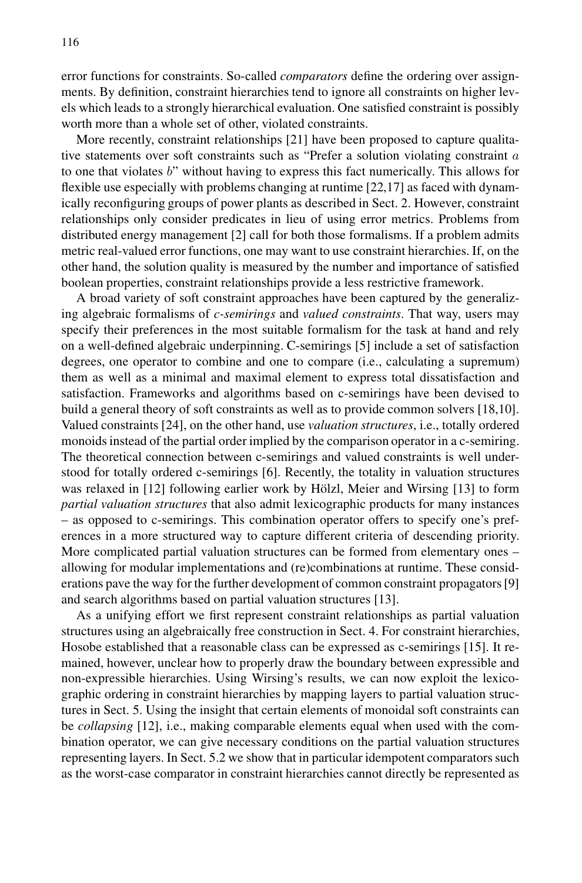error functions for constraints. So-called *comparators* define the ordering over assignments. By definition, constraint hierarchies tend to ignore all constraints on higher levels which leads to a strongly hierarchical evaluation. One satisfied constraint is possibly worth more than a whole set of other, violated constraints.

More recently, constraint relationships [21] have been proposed to capture qualitative statements over soft constraints such as "Prefer a solution violating constraint $a$ to one that violates $b$" without having to express this fact numerically. This allows for flexible use especially with problems changing at runtime [22,17] as faced with dynamically reconfiguring groups of power plants as described in Sect. 2. However, constraint relationships only consider predicates in lieu of using error metrics. Problems from distributed energy management [2] call for both those formalisms. If a problem admits metric real-valued error functions, one may want to use constraint hierarchies. If, on the other hand, the solution quality is measured by the number and importance of satisfied boolean properties, constraint relationships provide a less restrictive framework.

A broad variety of soft constraint approaches have been captured by the generalizing algebraic formalisms of *c-semirings* and *valued constraints*. That way, users may specify their preferences in the most suitable formalism for the task at hand and rely on a well-defined algebraic underpinning. C-semirings [5] include a set of satisfaction degrees, one operator to combine and one to compare (i.e., calculating a supremum) them as well as a minimal and maximal element to express total dissatisfaction and satisfaction. Frameworks and algorithms based on c-semirings have been devised to build a general theory of soft constraints as well as to provide common solvers [18,10]. Valued constraints [24], on the other hand, use *valuation structures*, i.e., totally ordered monoids instead of the partial order implied by the comparison operator in a c-semiring. The theoretical connection between c-semirings and valued constraints is well understood for totally ordered c-semirings [6]. Recently, the totality in valuation structures was relaxed in [12] following earlier work by Hölzl, Meier and Wirsing [13] to form *partial valuation structures* that also admit lexicographic products for many instances – as opposed to c-semirings. This combination operator offers to specify one's preferences in a more structured way to capture different criteria of descending priority. More complicated partial valuation structures can be formed from elementary ones – allowing for modular implementations and (re)combinations at runtime. These considerations pave the way for the further development of common constraint propagators [9] and search algorithms based on partial valuation structures [13].

As a unifying effort we first represent constraint relationships as partial valuation structures using an algebraically free construction in Sect. 4. For constraint hierarchies, Hosobe established that a reasonable class can be expressed as c-semirings [15]. It remained, however, unclear how to properly draw the boundary between expressible and non-expressible hierarchies. Using Wirsing's results, we can now exploit the lexicographic ordering in constraint hierarchies by mapping layers to partial valuation structures in Sect. 5. Using the insight that certain elements of monoidal soft constraints can be *collapsing* [12], i.e., making comparable elements equal when used with the combination operator, we can give necessary conditions on the partial valuation structures representing layers. In Sect. 5.2 we show that in particular idempotent comparators such as the worst-case comparator in constraint hierarchies cannot directly be represented as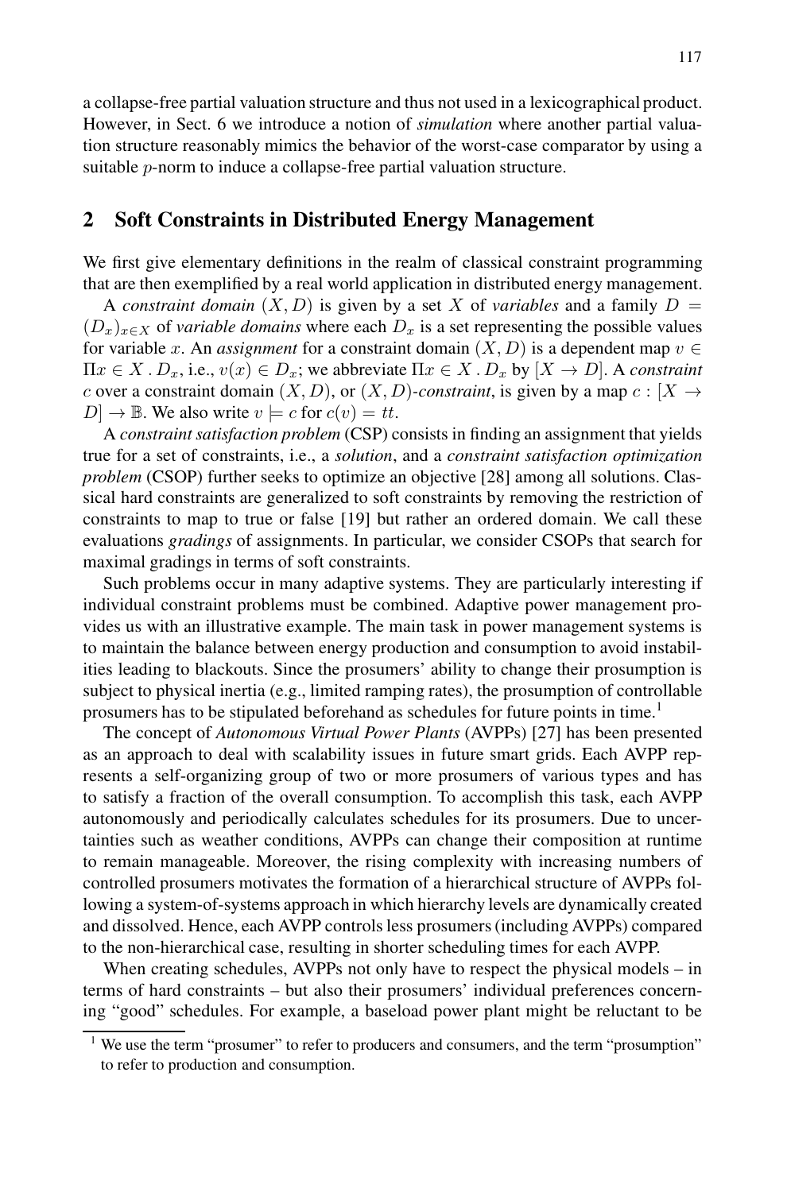a collapse-free partial valuation structure and thus not used in a lexicographical product. However, in Sect. 6 we introduce a notion of *simulation* where another partial valuation structure reasonably mimics the behavior of the worst-case comparator by using a suitable $p$-norm to induce a collapse-free partial valuation structure.

## 2 Soft Constraints in Distributed Energy Management

We first give elementary definitions in the realm of classical constraint programming that are then exemplified by a real world application in distributed energy management.

A *constraint domain* $(X, D)$ is given by a set $X$ of *variables* and a family $D = (D_x)_{x \in X}$ of *variable domains* where each $D_x$ is a set representing the possible values for variable $x$. An *assignment* for a constraint domain $(X, D)$ is a dependent map $v \in \Pi x \in X \,.\, D_x$, i.e., $v(x) \in D_x$; we abbreviate $\Pi x \in X \,.\, D_x$ by $[X \to D]$. A *constraint* $c$ over a constraint domain $(X, D)$, or $(X, D)$*-constraint*, is given by a map $c : [X \to D] \to \mathbb{B}$. We also write $v \models c$ for $c(v) = tt$.

A *constraint satisfaction problem* (CSP) consists in finding an assignment that yields true for a set of constraints, i.e., a *solution*, and a *constraint satisfaction optimization problem* (CSOP) further seeks to optimize an objective [28] among all solutions. Classical hard constraints are generalized to soft constraints by removing the restriction of constraints to map to true or false [19] but rather an ordered domain. We call these evaluations *gradings* of assignments. In particular, we consider CSOPs that search for maximal gradings in terms of soft constraints.

Such problems occur in many adaptive systems. They are particularly interesting if individual constraint problems must be combined. Adaptive power management provides us with an illustrative example. The main task in power management systems is to maintain the balance between energy production and consumption to avoid instabilities leading to blackouts. Since the prosumers' ability to change their prosumption is subject to physical inertia (e.g., limited ramping rates), the prosumption of controllable prosumers has to be stipulated beforehand as schedules for future points in time.[1]

The concept of *Autonomous Virtual Power Plants* (AVPPs) [27] has been presented as an approach to deal with scalability issues in future smart grids. Each AVPP represents a self-organizing group of two or more prosumers of various types and has to satisfy a fraction of the overall consumption. To accomplish this task, each AVPP autonomously and periodically calculates schedules for its prosumers. Due to uncertainties such as weather conditions, AVPPs can change their composition at runtime to remain manageable. Moreover, the rising complexity with increasing numbers of controlled prosumers motivates the formation of a hierarchical structure of AVPPs following a system-of-systems approach in which hierarchy levels are dynamically created and dissolved. Hence, each AVPP controls less prosumers (including AVPPs) compared to the non-hierarchical case, resulting in shorter scheduling times for each AVPP.

When creating schedules, AVPPs not only have to respect the physical models – in terms of hard constraints – but also their prosumers' individual preferences concerning "good" schedules. For example, a baseload power plant might be reluctant to be

[1] We use the term "prosumer" to refer to producers and consumers, and the term "prosumption" to refer to production and consumption.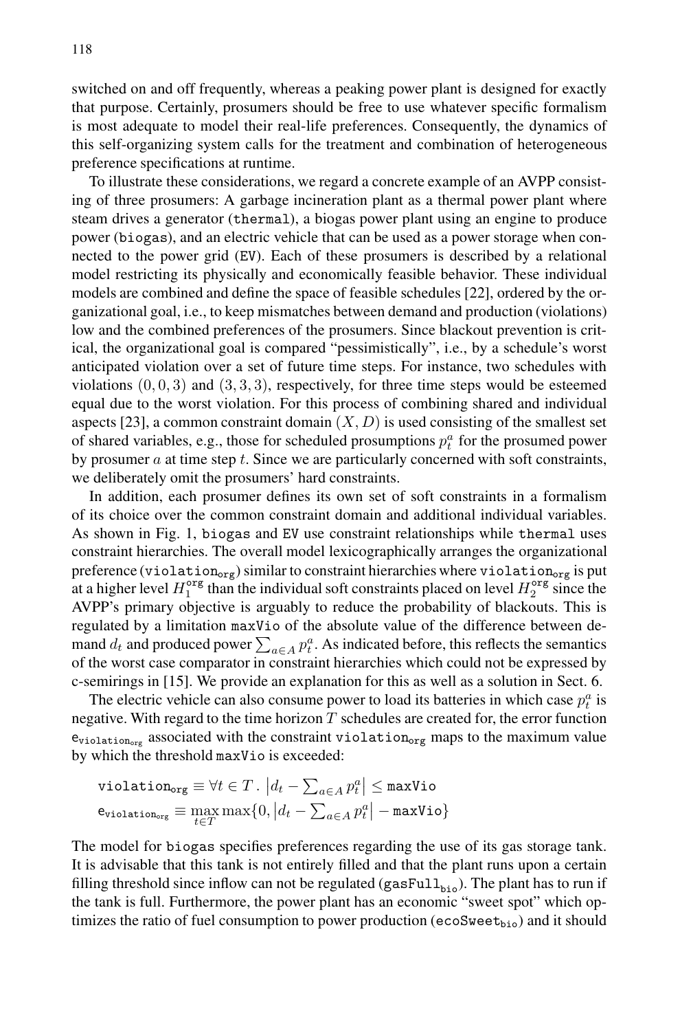switched on and off frequently, whereas a peaking power plant is designed for exactly that purpose. Certainly, prosumers should be free to use whatever specific formalism is most adequate to model their real-life preferences. Consequently, the dynamics of this self-organizing system calls for the treatment and combination of heterogeneous preference specifications at runtime.

To illustrate these considerations, we regard a concrete example of an AVPP consisting of three prosumers: A garbage incineration plant as a thermal power plant where steam drives a generator (`thermal`), a biogas power plant using an engine to produce power (`biogas`), and an electric vehicle that can be used as a power storage when connected to the power grid (`EV`). Each of these prosumers is described by a relational model restricting its physically and economically feasible behavior. These individual models are combined and define the space of feasible schedules [22], ordered by the organizational goal, i.e., to keep mismatches between demand and production (violations) low and the combined preferences of the prosumers. Since blackout prevention is critical, the organizational goal is compared "pessimistically", i.e., by a schedule's worst anticipated violation over a set of future time steps. For instance, two schedules with violations $(0, 0, 3)$ and $(3, 3, 3)$, respectively, for three time steps would be esteemed equal due to the worst violation. For this process of combining shared and individual aspects [23], a common constraint domain $(X, D)$ is used consisting of the smallest set of shared variables, e.g., those for scheduled prosumptions $p_t^a$ for the prosumed power by prosumer $a$ at time step $t$. Since we are particularly concerned with soft constraints, we deliberately omit the prosumers' hard constraints.

In addition, each prosumer defines its own set of soft constraints in a formalism of its choice over the common constraint domain and additional individual variables. As shown in Fig. 1, `biogas` and `EV` use constraint relationships while `thermal` uses constraint hierarchies. The overall model lexicographically arranges the organizational preference ($\mathtt{violation_{org}}$) similar to constraint hierarchies where $\mathtt{violation_{org}}$ is put at a higher level $H_1^{\mathrm{org}}$ than the individual soft constraints placed on level $H_2^{\mathrm{org}}$ since the AVPP's primary objective is arguably to reduce the probability of blackouts. This is regulated by a limitation `maxVio` of the absolute value of the difference between demand $d_t$ and produced power $\sum_{a \in A} p_t^a$. As indicated before, this reflects the semantics of the worst case comparator in constraint hierarchies which could not be expressed by c-semirings in [15]. We provide an explanation for this as well as a solution in Sect. 6.

The electric vehicle can also consume power to load its batteries in which case $p_t^a$ is negative. With regard to the time horizon $T$ schedules are created for, the error function $\mathtt{e}_{\mathtt{violation_{org}}}$ associated with the constraint $\mathtt{violation_{org}}$ maps to the maximum value by which the threshold `maxVio` is exceeded:

$$\mathtt{violation_{org}} \equiv \forall t \in T \,.\, \left| d_t - \textstyle\sum_{a \in A} p_t^a \right| \leq \mathtt{maxVio}$$

$$\mathtt{e}_{\mathtt{violation_{org}}} \equiv \max_{t \in T} \max\{0, \left| d_t - \textstyle\sum_{a \in A} p_t^a \right| - \mathtt{maxVio}\}$$

The model for `biogas` specifies preferences regarding the use of its gas storage tank. It is advisable that this tank is not entirely filled and that the plant runs upon a certain filling threshold since inflow can not be regulated ($\mathtt{gasFull_{bio}}$). The plant has to run if the tank is full. Furthermore, the power plant has an economic "sweet spot" which optimizes the ratio of fuel consumption to power production ($\mathtt{ecoSweet_{bio}}$) and it should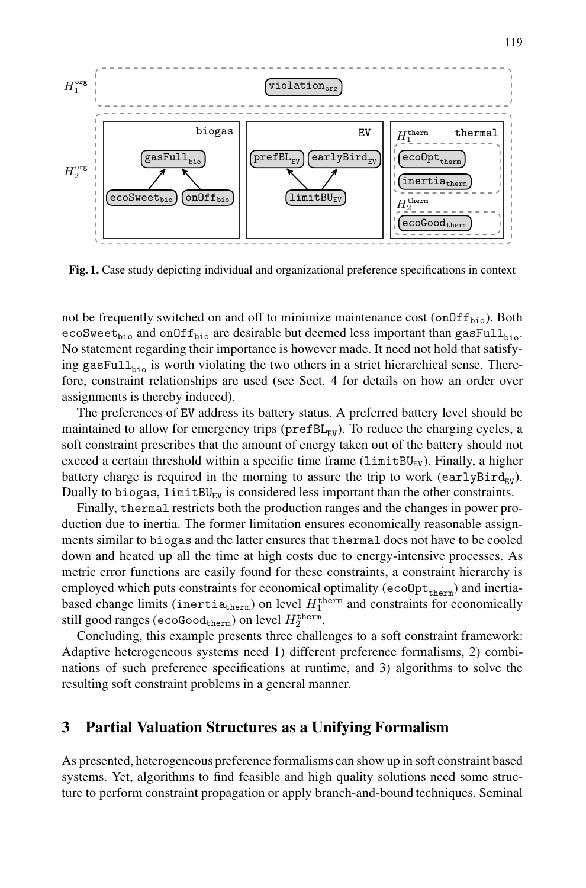**Fig. 1.** Case study depicting individual and organizational preference specifications in context

not be frequently switched on and off to minimize maintenance cost ($\texttt{onOff}_{\texttt{bio}}$). Both $\texttt{ecoSweet}_{\texttt{bio}}$ and $\texttt{onOff}_{\texttt{bio}}$ are desirable but deemed less important than $\texttt{gasFull}_{\texttt{bio}}$. No statement regarding their importance is however made. It need not hold that satisfying $\texttt{gasFull}_{\texttt{bio}}$ is worth violating the two others in a strict hierarchical sense. Therefore, constraint relationships are used (see Sect. 4 for details on how an order over assignments is thereby induced).

The preferences of EV address its battery status. A preferred battery level should be maintained to allow for emergency trips ($\texttt{prefBL}_{\texttt{EV}}$). To reduce the charging cycles, a soft constraint prescribes that the amount of energy taken out of the battery should not exceed a certain threshold within a specific time frame ($\texttt{limitBU}_{\texttt{EV}}$). Finally, a higher battery charge is required in the morning to assure the trip to work ($\texttt{earlyBird}_{\texttt{EV}}$). Dually to biogas, $\texttt{limitBU}_{\texttt{EV}}$ is considered less important than the other constraints.

Finally, thermal restricts both the production ranges and the changes in power production due to inertia. The former limitation ensures economically reasonable assignments similar to biogas and the latter ensures that thermal does not have to be cooled down and heated up all the time at high costs due to energy-intensive processes. As metric error functions are easily found for these constraints, a constraint hierarchy is employed which puts constraints for economical optimality ($\texttt{ecoOpt}_{\texttt{therm}}$) and inertia-based change limits ($\texttt{inertia}_{\texttt{therm}}$) on level $H_1^{\texttt{therm}}$ and constraints for economically still good ranges ($\texttt{ecoGood}_{\texttt{therm}}$) on level $H_2^{\texttt{therm}}$.

Concluding, this example presents three challenges to a soft constraint framework: Adaptive heterogeneous systems need 1) different preference formalisms, 2) combinations of such preference specifications at runtime, and 3) algorithms to solve the resulting soft constraint problems in a general manner.

## 3 Partial Valuation Structures as a Unifying Formalism

As presented, heterogeneous preference formalisms can show up in soft constraint based systems. Yet, algorithms to find feasible and high quality solutions need some structure to perform constraint propagation or apply branch-and-bound techniques. Seminal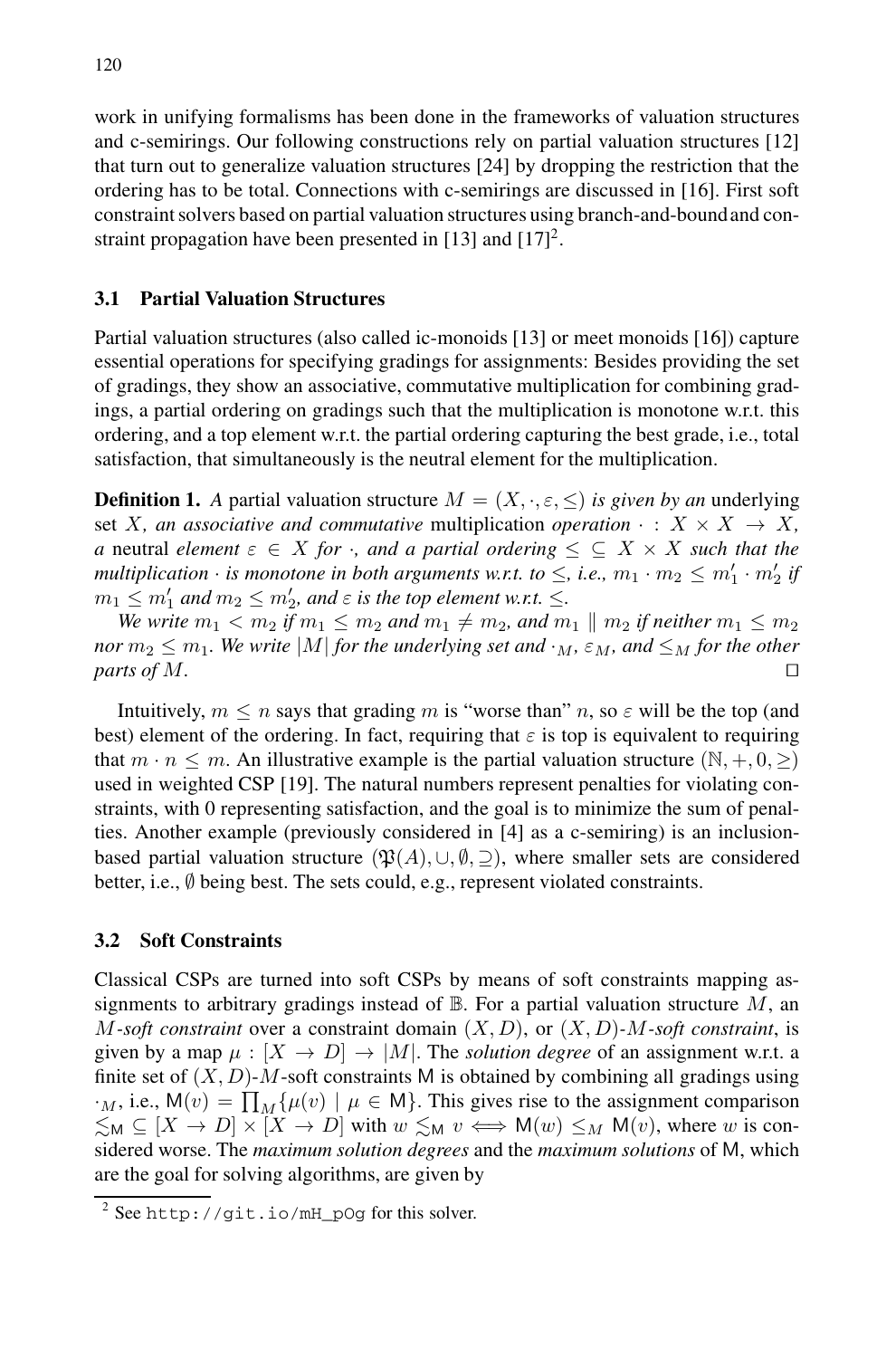work in unifying formalisms has been done in the frameworks of valuation structures and c-semirings. Our following constructions rely on partial valuation structures [12] that turn out to generalize valuation structures [24] by dropping the restriction that the ordering has to be total. Connections with c-semirings are discussed in [16]. First soft constraint solvers based on partial valuation structures using branch-and-bound and constraint propagation have been presented in [13] and [17][2].

### 3.1 Partial Valuation Structures

Partial valuation structures (also called ic-monoids [13] or meet monoids [16]) capture essential operations for specifying gradings for assignments: Besides providing the set of gradings, they show an associative, commutative multiplication for combining gradings, a partial ordering on gradings such that the multiplication is monotone w.r.t. this ordering, and a top element w.r.t. the partial ordering capturing the best grade, i.e., total satisfaction, that simultaneously is the neutral element for the multiplication.

**Definition 1.** *A* partial valuation structure $M = (X, \cdot, \varepsilon, \leq)$ *is given by an* underlying set $X$*, an associative and commutative* multiplication *operation* $\cdot : X \times X \to X$*, a* neutral *element* $\varepsilon \in X$ *for* $\cdot$*, and a partial ordering* $\leq \subseteq X \times X$ *such that the multiplication* $\cdot$ *is monotone in both arguments w.r.t. to* $\leq$*, i.e.,* $m_1 \cdot m_2 \leq m_1' \cdot m_2'$ *if* $m_1 \leq m_1'$ *and* $m_2 \leq m_2'$*, and* $\varepsilon$ *is the top element w.r.t.* $\leq$*.*

*We write* $m_1 < m_2$ *if* $m_1 \leq m_2$ *and* $m_1 \neq m_2$*, and* $m_1 \parallel m_2$ *if neither* $m_1 \leq m_2$ *nor* $m_2 \leq m_1$*. We write* $|M|$ *for the underlying set and* $\cdot_M$*,* $\varepsilon_M$*, and* $\leq_M$ *for the other parts of* $M$*.* □

Intuitively, $m \leq n$ says that grading $m$ is "worse than" $n$, so $\varepsilon$ will be the top (and best) element of the ordering. In fact, requiring that $\varepsilon$ is top is equivalent to requiring that $m \cdot n \leq m$. An illustrative example is the partial valuation structure $(\mathbb{N}, +, 0, \geq)$ used in weighted CSP [19]. The natural numbers represent penalties for violating constraints, with 0 representing satisfaction, and the goal is to minimize the sum of penalties. Another example (previously considered in [4] as a c-semiring) is an inclusion-based partial valuation structure $(\mathfrak{P}(A), \cup, \emptyset, \supseteq)$, where smaller sets are considered better, i.e., $\emptyset$ being best. The sets could, e.g., represent violated constraints.

### 3.2 Soft Constraints

Classical CSPs are turned into soft CSPs by means of soft constraints mapping assignments to arbitrary gradings instead of $\mathbb{B}$. For a partial valuation structure $M$, an $M$*-soft constraint* over a constraint domain $(X, D)$, or $(X, D)$-$M$*-soft constraint*, is given by a map $\mu : [X \to D] \to |M|$. The *solution degree* of an assignment w.r.t. a finite set of $(X, D)$-$M$-soft constraints $\mathsf{M}$ is obtained by combining all gradings using $\cdot_M$, i.e., $\mathsf{M}(v) = \prod_M \{\mu(v) \mid \mu \in \mathsf{M}\}$. This gives rise to the assignment comparison $\lesssim_{\mathsf{M}} \subseteq [X \to D] \times [X \to D]$ with $w \lesssim_{\mathsf{M}} v \iff \mathsf{M}(w) \leq_M \mathsf{M}(v)$, where $w$ is considered worse. The *maximum solution degrees* and the *maximum solutions* of $\mathsf{M}$, which are the goal for solving algorithms, are given by

[2] See `http://git.io/mH_pOg` for this solver.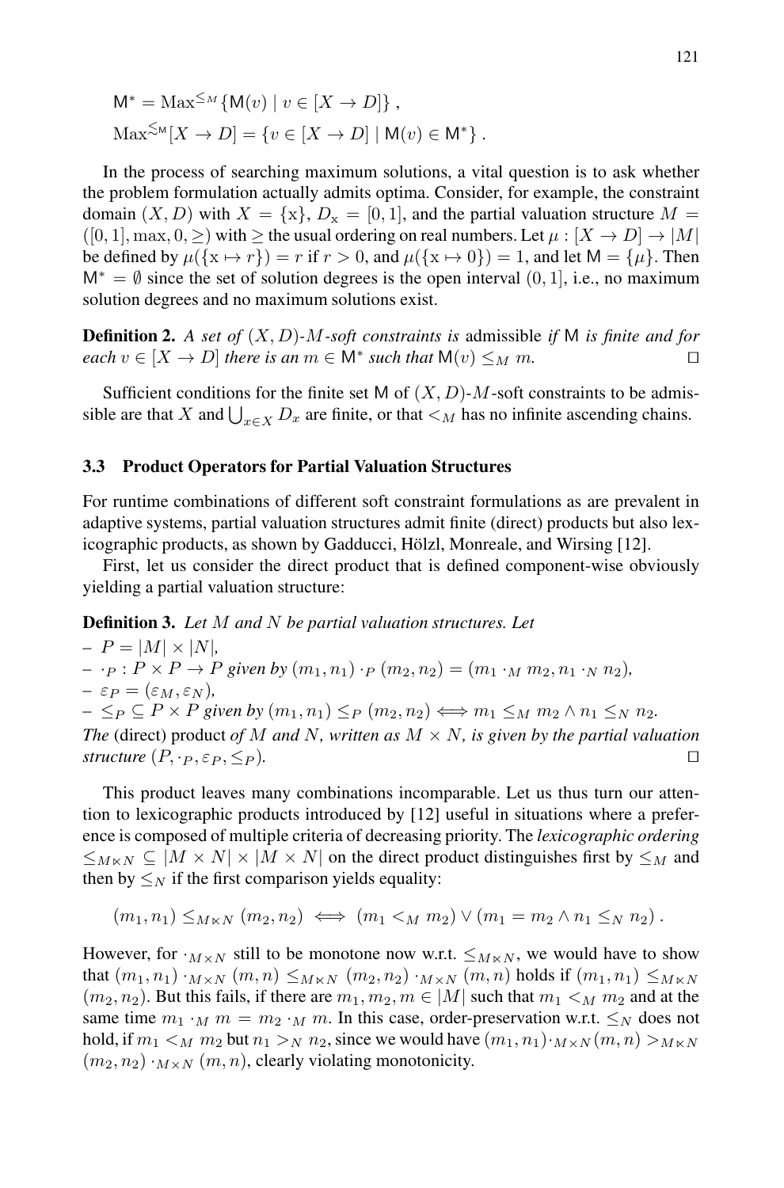$$\mathsf{M}^* = \mathrm{Max}^{\leq_M}\{\mathsf{M}(v) \mid v \in [X \to D]\} \, ,$$
$$\mathrm{Max}^{\lesssim_\mathsf{M}}[X \to D] = \{v \in [X \to D] \mid \mathsf{M}(v) \in \mathsf{M}^*\} \, .$$

In the process of searching maximum solutions, a vital question is to ask whether the problem formulation actually admits optima. Consider, for example, the constraint domain $(X, D)$ with $X = \{\mathrm{x}\}$, $D_\mathrm{x} = [0, 1]$, and the partial valuation structure $M = ([0, 1], \max, 0, \geq)$ with $\geq$ the usual ordering on real numbers. Let $\mu : [X \to D] \to |M|$ be defined by $\mu(\{\mathrm{x} \mapsto r\}) = r$ if $r > 0$, and $\mu(\{\mathrm{x} \mapsto 0\}) = 1$, and let $\mathsf{M} = \{\mu\}$. Then $\mathsf{M}^* = \emptyset$ since the set of solution degrees is the open interval $(0, 1]$, i.e., no maximum solution degrees and no maximum solutions exist.

**Definition 2.** *A set of $(X, D)$-$M$-soft constraints is* admissible *if* $\mathsf{M}$ *is finite and for each $v \in [X \to D]$ there is an $m \in \mathsf{M}^*$ such that $\mathsf{M}(v) \leq_M m$.* □

Sufficient conditions for the finite set $\mathsf{M}$ of $(X, D)$-$M$-soft constraints to be admissible are that $X$ and $\bigcup_{x \in X} D_x$ are finite, or that $<_M$ has no infinite ascending chains.

### 3.3 Product Operators for Partial Valuation Structures

For runtime combinations of different soft constraint formulations as are prevalent in adaptive systems, partial valuation structures admit finite (direct) products but also lexicographic products, as shown by Gadducci, Hölzl, Monreale, and Wirsing [12].

First, let us consider the direct product that is defined component-wise obviously yielding a partial valuation structure:

**Definition 3.** *Let $M$ and $N$ be partial valuation structures. Let*
- $P = |M| \times |N|$,
- $\cdot_P : P \times P \to P$ *given by* $(m_1, n_1) \cdot_P (m_2, n_2) = (m_1 \cdot_M m_2, n_1 \cdot_N n_2)$,
- $\varepsilon_P = (\varepsilon_M, \varepsilon_N)$,
- $\leq_P \subseteq P \times P$ *given by* $(m_1, n_1) \leq_P (m_2, n_2) \iff m_1 \leq_M m_2 \wedge n_1 \leq_N n_2$.

*The* (direct) product *of $M$ and $N$, written as $M \times N$, is given by the partial valuation structure $(P, \cdot_P, \varepsilon_P, \leq_P)$.* □

This product leaves many combinations incomparable. Let us thus turn our attention to lexicographic products introduced by [12] useful in situations where a preference is composed of multiple criteria of decreasing priority. The *lexicographic ordering* $\leq_{M \ltimes N} \subseteq |M \times N| \times |M \times N|$ on the direct product distinguishes first by $\leq_M$ and then by $\leq_N$ if the first comparison yields equality:

$$(m_1, n_1) \leq_{M \ltimes N} (m_2, n_2) \iff (m_1 <_M m_2) \vee (m_1 = m_2 \wedge n_1 \leq_N n_2) \, .$$

However, for $\cdot_{M \times N}$ still to be monotone now w.r.t. $\leq_{M \ltimes N}$, we would have to show that $(m_1, n_1) \cdot_{M \times N} (m, n) \leq_{M \ltimes N} (m_2, n_2) \cdot_{M \times N} (m, n)$ holds if $(m_1, n_1) \leq_{M \ltimes N} (m_2, n_2)$. But this fails, if there are $m_1, m_2, m \in |M|$ such that $m_1 <_M m_2$ and at the same time $m_1 \cdot_M m = m_2 \cdot_M m$. In this case, order-preservation w.r.t. $\leq_N$ does not hold, if $m_1 <_M m_2$ but $n_1 >_N n_2$, since we would have $(m_1, n_1) \cdot_{M \times N} (m, n) >_{M \ltimes N} (m_2, n_2) \cdot_{M \times N} (m, n)$, clearly violating monotonicity.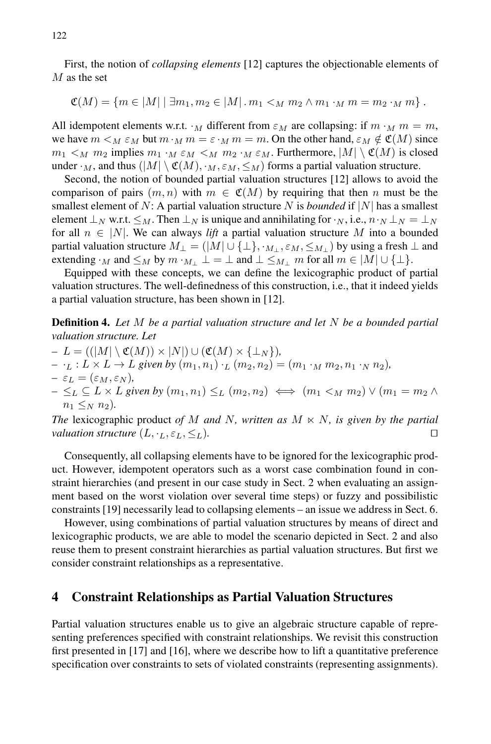First, the notion of *collapsing elements* [12] captures the objectionable elements of $M$ as the set

$$\mathfrak{C}(M) = \{m \in |M| \mid \exists m_1, m_2 \in |M| \,.\, m_1 <_M m_2 \wedge m_1 \cdot_M m = m_2 \cdot_M m\} \,.$$

All idempotent elements w.r.t. $\cdot_M$ different from $\varepsilon_M$ are collapsing: if $m \cdot_M m = m$, we have $m <_M \varepsilon_M$ but $m \cdot_M m = \varepsilon \cdot_M m = m$. On the other hand, $\varepsilon_M \notin \mathfrak{C}(M)$ since $m_1 <_M m_2$ implies $m_1 \cdot_M \varepsilon_M <_M m_2 \cdot_M \varepsilon_M$. Furthermore, $|M| \setminus \mathfrak{C}(M)$ is closed under $\cdot_M$, and thus $(|M| \setminus \mathfrak{C}(M), \cdot_M, \varepsilon_M, \leq_M)$ forms a partial valuation structure.

Second, the notion of bounded partial valuation structures [12] allows to avoid the comparison of pairs $(m, n)$ with $m \in \mathfrak{C}(M)$ by requiring that then $n$ must be the smallest element of $N$: A partial valuation structure $N$ is *bounded* if $|N|$ has a smallest element $\bot_N$ w.r.t. $\leq_M$. Then $\bot_N$ is unique and annihilating for $\cdot_N$, i.e., $n \cdot_N \bot_N = \bot_N$ for all $n \in |N|$. We can always *lift* a partial valuation structure $M$ into a bounded partial valuation structure $M_\bot = (|M| \cup \{\bot\}, \cdot_{M_\bot}, \varepsilon_M, \leq_{M_\bot})$ by using a fresh $\bot$ and extending $\cdot_M$ and $\leq_M$ by $m \cdot_{M_\bot} \bot = \bot$ and $\bot \leq_{M_\bot} m$ for all $m \in |M| \cup \{\bot\}$.

Equipped with these concepts, we can define the lexicographic product of partial valuation structures. The well-definedness of this construction, i.e., that it indeed yields a partial valuation structure, has been shown in [12].

**Definition 4.** *Let $M$ be a partial valuation structure and let $N$ be a bounded partial valuation structure. Let*

- $L = ((|M| \setminus \mathfrak{C}(M)) \times |N|) \cup (\mathfrak{C}(M) \times \{\bot_N\})$,
- $\cdot_L : L \times L \to L$ *given by* $(m_1, n_1) \cdot_L (m_2, n_2) = (m_1 \cdot_M m_2, n_1 \cdot_N n_2)$,
- $\varepsilon_L = (\varepsilon_M, \varepsilon_N)$,
- $\leq_L \subseteq L \times L$ *given by* $(m_1, n_1) \leq_L (m_2, n_2) \iff (m_1 <_M m_2) \vee (m_1 = m_2 \wedge n_1 \leq_N n_2)$.

*The* lexicographic product *of $M$ and $N$, written as $M \ltimes N$, is given by the partial valuation structure $(L, \cdot_L, \varepsilon_L, \leq_L)$.* □

Consequently, all collapsing elements have to be ignored for the lexicographic product. However, idempotent operators such as a worst case combination found in constraint hierarchies (and present in our case study in Sect. 2 when evaluating an assignment based on the worst violation over several time steps) or fuzzy and possibilistic constraints [19] necessarily lead to collapsing elements – an issue we address in Sect. 6.

However, using combinations of partial valuation structures by means of direct and lexicographic products, we are able to model the scenario depicted in Sect. 2 and also reuse them to present constraint hierarchies as partial valuation structures. But first we consider constraint relationships as a representative.

## 4 Constraint Relationships as Partial Valuation Structures

Partial valuation structures enable us to give an algebraic structure capable of representing preferences specified with constraint relationships. We revisit this construction first presented in [17] and [16], where we describe how to lift a quantitative preference specification over constraints to sets of violated constraints (representing assignments).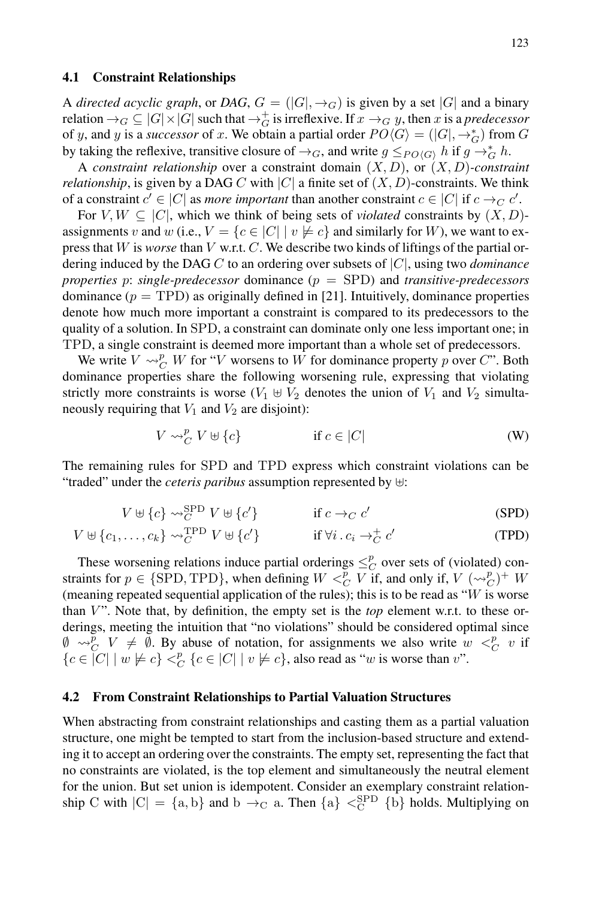### 4.1 Constraint Relationships

A *directed acyclic graph*, or *DAG*, $G = (|G|, \rightarrow_G)$ is given by a set $|G|$ and a binary relation $\rightarrow_G \subseteq |G| \times |G|$ such that $\rightarrow_G^+$ is irreflexive. If $x \rightarrow_G y$, then $x$ is a *predecessor* of $y$, and $y$ is a *successor* of $x$. We obtain a partial order $PO\langle G \rangle = (|G|, \rightarrow_G^*)$ from $G$ by taking the reflexive, transitive closure of $\rightarrow_G$, and write $g \leq_{PO\langle G \rangle} h$ if $g \rightarrow_G^* h$.

A *constraint relationship* over a constraint domain $(X, D)$, or $(X, D)$-*constraint relationship*, is given by a DAG $C$ with $|C|$ a finite set of $(X, D)$-constraints. We think of a constraint $c' \in |C|$ as *more important* than another constraint $c \in |C|$ if $c \rightarrow_C c'$.

For $V, W \subseteq |C|$, which we think of being sets of *violated* constraints by $(X, D)$-assignments $v$ and $w$ (i.e., $V = \{c \in |C| \mid v \not\models c\}$ and similarly for $W$), we want to express that $W$ is *worse* than $V$ w.r.t. $C$. We describe two kinds of liftings of the partial ordering induced by the DAG $C$ to an ordering over subsets of $|C|$, using two *dominance properties* $p$: *single-predecessor* dominance ($p = \mathrm{SPD}$) and *transitive-predecessors* dominance ($p = \mathrm{TPD}$) as originally defined in [21]. Intuitively, dominance properties denote how much more important a constraint is compared to its predecessors to the quality of a solution. In SPD, a constraint can dominate only one less important one; in TPD, a single constraint is deemed more important than a whole set of predecessors.

We write $V \leadsto_C^p W$ for "$V$ worsens to $W$ for dominance property $p$ over $C$". Both dominance properties share the following worsening rule, expressing that violating strictly more constraints is worse ($V_1 \uplus V_2$ denotes the union of $V_1$ and $V_2$ simultaneously requiring that $V_1$ and $V_2$ are disjoint):

$$V \leadsto_C^p V \uplus \{c\} \qquad \text{if } c \in |C| \tag{W}$$

The remaining rules for SPD and TPD express which constraint violations can be "traded" under the *ceteris paribus* assumption represented by $\uplus$:

$$V \uplus \{c\} \leadsto_C^{\mathrm{SPD}} V \uplus \{c'\} \qquad \text{if } c \rightarrow_C c' \tag{SPD}$$

$$V \uplus \{c_1, \ldots, c_k\} \leadsto_C^{\mathrm{TPD}} V \uplus \{c'\} \qquad \text{if } \forall i \,.\, c_i \rightarrow_C^+ c' \tag{TPD}$$

These worsening relations induce partial orderings $\leq_C^p$ over sets of (violated) constraints for $p \in \{\mathrm{SPD}, \mathrm{TPD}\}$, when defining $W <_C^p V$ if, and only if, $V\ (\leadsto_C^p)^+\ W$ (meaning repeated sequential application of the rules); this is to be read as "$W$ is worse than $V$". Note that, by definition, the empty set is the *top* element w.r.t. to these orderings, meeting the intuition that "no violations" should be considered optimal since $\emptyset \leadsto_C^p V \neq \emptyset$. By abuse of notation, for assignments we also write $w <_C^p v$ if $\{c \in |C| \mid w \not\models c\} <_C^p \{c \in |C| \mid v \not\models c\}$, also read as "$w$ is worse than $v$".

### 4.2 From Constraint Relationships to Partial Valuation Structures

When abstracting from constraint relationships and casting them as a partial valuation structure, one might be tempted to start from the inclusion-based structure and extending it to accept an ordering over the constraints. The empty set, representing the fact that no constraints are violated, is the top element and simultaneously the neutral element for the union. But set union is idempotent. Consider an exemplary constraint relationship $\mathrm{C}$ with $|\mathrm{C}| = \{\mathrm{a}, \mathrm{b}\}$ and $\mathrm{b} \rightarrow_{\mathrm{C}} \mathrm{a}$. Then $\{\mathrm{a}\} <_{\mathrm{C}}^{\mathrm{SPD}} \{\mathrm{b}\}$ holds. Multiplying on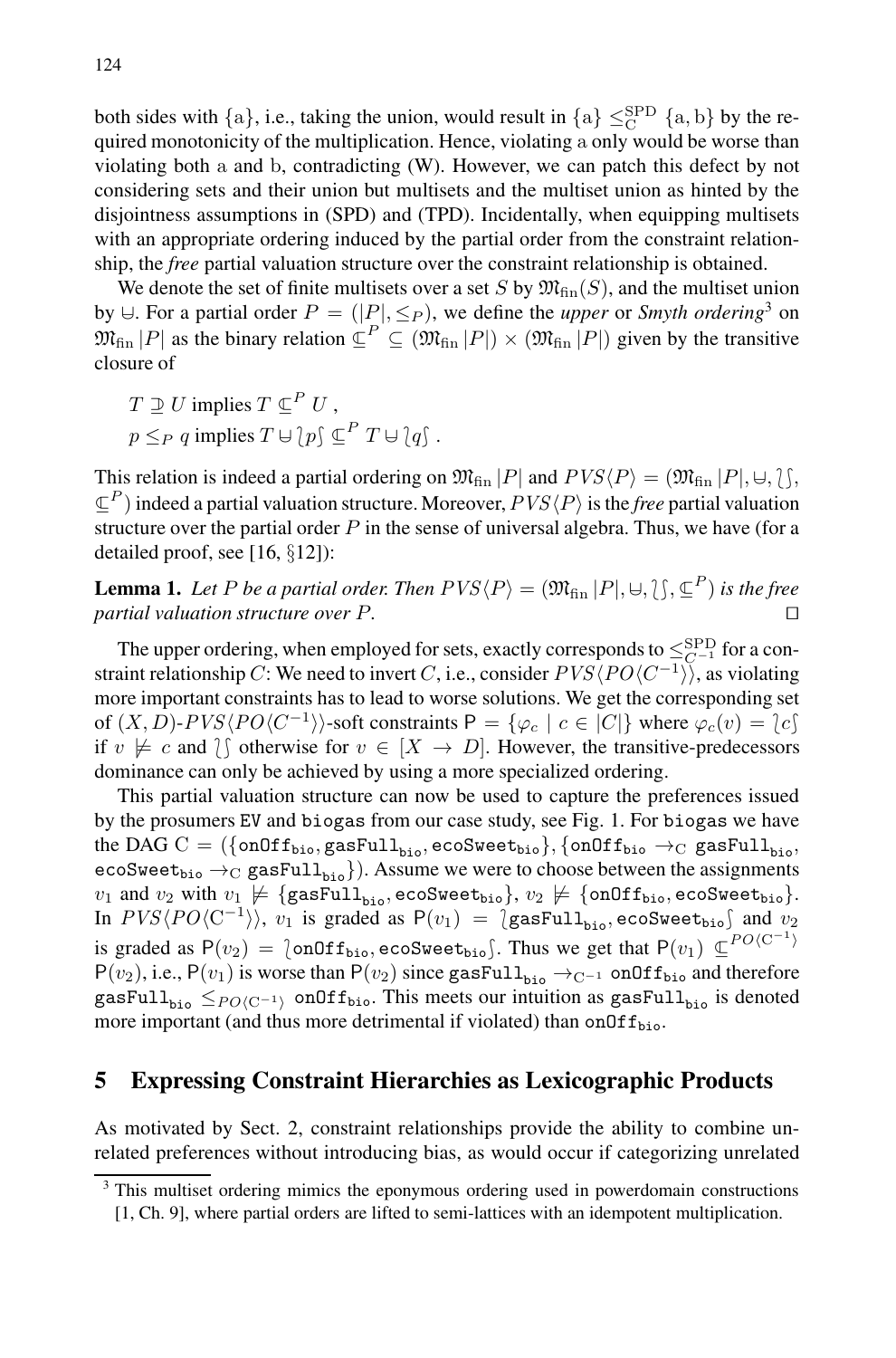both sides with $\{a\}$, i.e., taking the union, would result in $\{a\} \leq^{\text{SPD}}_{C} \{a, b\}$ by the required monotonicity of the multiplication. Hence, violating a only would be worse than violating both a and b, contradicting (W). However, we can patch this defect by not considering sets and their union but multisets and the multiset union as hinted by the disjointness assumptions in (SPD) and (TPD). Incidentally, when equipping multisets with an appropriate ordering induced by the partial order from the constraint relationship, the *free* partial valuation structure over the constraint relationship is obtained.

We denote the set of finite multisets over a set $S$ by $\mathfrak{M}_{\text{fin}}(S)$, and the multiset union by $\uplus$. For a partial order $P = (|P|, \leq_P)$, we define the *upper* or *Smyth ordering*[3] on $\mathfrak{M}_{\text{fin}}\,|P|$ as the binary relation $\Subset^P \subseteq (\mathfrak{M}_{\text{fin}}\,|P|) \times (\mathfrak{M}_{\text{fin}}\,|P|)$ given by the transitive closure of

$$T \supseteq U \text{ implies } T \Subset^P U\,,$$
$$p \leq_P q \text{ implies } T \uplus \wr p \int \Subset^P T \uplus \wr q \int\,.$$

This relation is indeed a partial ordering on $\mathfrak{M}_{\text{fin}}\,|P|$ and $PVS\langle P\rangle = (\mathfrak{M}_{\text{fin}}\,|P|, \uplus, \wr\int, \Subset^P)$ indeed a partial valuation structure. Moreover, $PVS\langle P\rangle$ is the *free* partial valuation structure over the partial order $P$ in the sense of universal algebra. Thus, we have (for a detailed proof, see [16, §12]):

**Lemma 1.** *Let $P$ be a partial order. Then $PVS\langle P\rangle = (\mathfrak{M}_{\text{fin}}\,|P|, \uplus, \wr\int, \Subset^P)$ is the free partial valuation structure over $P$.* ☐

The upper ordering, when employed for sets, exactly corresponds to $\leq^{\text{SPD}}_{C^{-1}}$ for a constraint relationship $C$: We need to invert $C$, i.e., consider $PVS\langle PO\langle C^{-1}\rangle\rangle$, as violating more important constraints has to lead to worse solutions. We get the corresponding set of $(X, D)$-$PVS\langle PO\langle C^{-1}\rangle\rangle$-soft constraints $\mathsf{P} = \{\varphi_c \mid c \in |C|\}$ where $\varphi_c(v) = \wr c \int$ if $v \not\models c$ and $\wr\int$ otherwise for $v \in [X \to D]$. However, the transitive-predecessors dominance can only be achieved by using a more specialized ordering.

This partial valuation structure can now be used to capture the preferences issued by the prosumers `EV` and `biogas` from our case study, see Fig. 1. For `biogas` we have the DAG $\mathrm{C} = (\{\texttt{onOff}_{\texttt{bio}}, \texttt{gasFull}_{\texttt{bio}}, \texttt{ecoSweet}_{\texttt{bio}}\}, \{\texttt{onOff}_{\texttt{bio}} \to_{\mathrm{C}} \texttt{gasFull}_{\texttt{bio}}, \texttt{ecoSweet}_{\texttt{bio}} \to_{\mathrm{C}} \texttt{gasFull}_{\texttt{bio}}\})$. Assume we were to choose between the assignments $v_1$ and $v_2$ with $v_1 \not\models \{\texttt{gasFull}_{\texttt{bio}}, \texttt{ecoSweet}_{\texttt{bio}}\}$, $v_2 \not\models \{\texttt{onOff}_{\texttt{bio}}, \texttt{ecoSweet}_{\texttt{bio}}\}$. In $PVS\langle PO\langle \mathrm{C}^{-1}\rangle\rangle$, $v_1$ is graded as $\mathsf{P}(v_1) = \wr\texttt{gasFull}_{\texttt{bio}}, \texttt{ecoSweet}_{\texttt{bio}}\int$ and $v_2$ is graded as $\mathsf{P}(v_2) = \wr\texttt{onOff}_{\texttt{bio}}, \texttt{ecoSweet}_{\texttt{bio}}\int$. Thus we get that $\mathsf{P}(v_1) \Subset^{PO\langle \mathrm{C}^{-1}\rangle} \mathsf{P}(v_2)$, i.e., $\mathsf{P}(v_1)$ is worse than $\mathsf{P}(v_2)$ since $\texttt{gasFull}_{\texttt{bio}} \to_{\mathrm{C}^{-1}} \texttt{onOff}_{\texttt{bio}}$ and therefore $\texttt{gasFull}_{\texttt{bio}} \leq_{PO\langle \mathrm{C}^{-1}\rangle} \texttt{onOff}_{\texttt{bio}}$. This meets our intuition as $\texttt{gasFull}_{\texttt{bio}}$ is denoted more important (and thus more detrimental if violated) than $\texttt{onOff}_{\texttt{bio}}$.

## 5 Expressing Constraint Hierarchies as Lexicographic Products

As motivated by Sect. 2, constraint relationships provide the ability to combine unrelated preferences without introducing bias, as would occur if categorizing unrelated

[3] This multiset ordering mimics the eponymous ordering used in powerdomain constructions [1, Ch. 9], where partial orders are lifted to semi-lattices with an idempotent multiplication.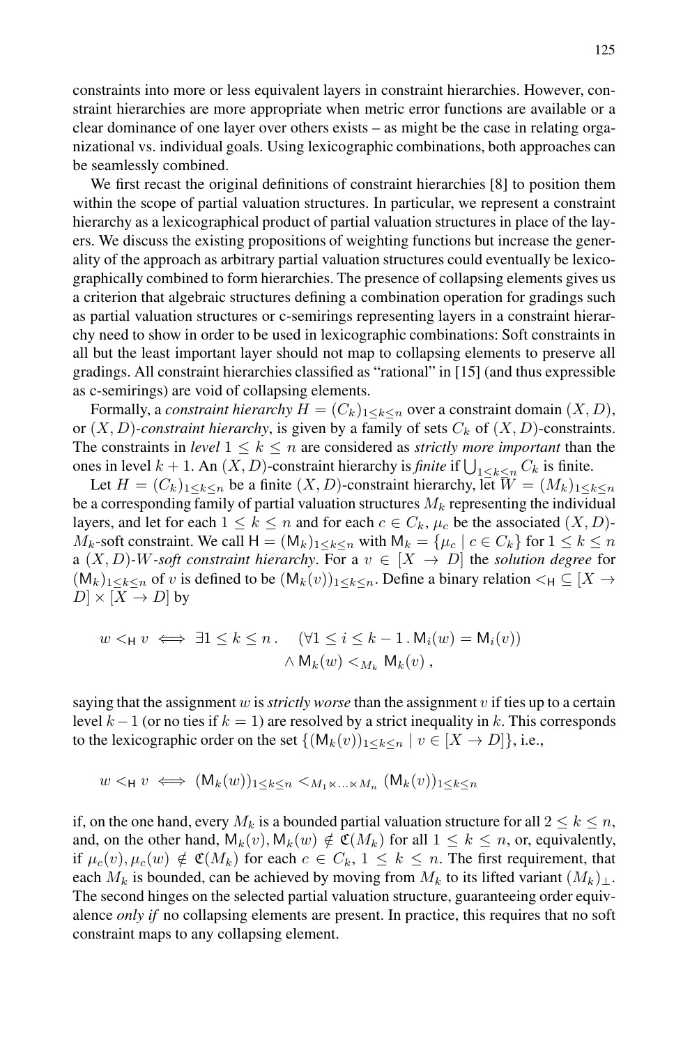constraints into more or less equivalent layers in constraint hierarchies. However, constraint hierarchies are more appropriate when metric error functions are available or a clear dominance of one layer over others exists – as might be the case in relating organizational vs. individual goals. Using lexicographic combinations, both approaches can be seamlessly combined.

We first recast the original definitions of constraint hierarchies [8] to position them within the scope of partial valuation structures. In particular, we represent a constraint hierarchy as a lexicographical product of partial valuation structures in place of the layers. We discuss the existing propositions of weighting functions but increase the generality of the approach as arbitrary partial valuation structures could eventually be lexicographically combined to form hierarchies. The presence of collapsing elements gives us a criterion that algebraic structures defining a combination operation for gradings such as partial valuation structures or c-semirings representing layers in a constraint hierarchy need to show in order to be used in lexicographic combinations: Soft constraints in all but the least important layer should not map to collapsing elements to preserve all gradings. All constraint hierarchies classified as "rational" in [15] (and thus expressible as c-semirings) are void of collapsing elements.

Formally, a *constraint hierarchy* $H = (C_k)_{1 \leq k \leq n}$ over a constraint domain $(X, D)$, or $(X, D)$-*constraint hierarchy*, is given by a family of sets $C_k$ of $(X, D)$-constraints. The constraints in *level* $1 \leq k \leq n$ are considered as *strictly more important* than the ones in level $k + 1$. An $(X, D)$-constraint hierarchy is *finite* if $\bigcup_{1 \leq k \leq n} C_k$ is finite.

Let $H = (C_k)_{1 \leq k \leq n}$ be a finite $(X, D)$-constraint hierarchy, let $W = (M_k)_{1 \leq k \leq n}$ be a corresponding family of partial valuation structures $M_k$ representing the individual layers, and let for each $1 \leq k \leq n$ and for each $c \in C_k$, $\mu_c$ be the associated $(X, D)$-$M_k$-soft constraint. We call $\mathsf{H} = (\mathsf{M}_k)_{1 \leq k \leq n}$ with $\mathsf{M}_k = \{\mu_c \mid c \in C_k\}$ for $1 \leq k \leq n$ a $(X, D)$-$W$-*soft constraint hierarchy*. For a $v \in [X \to D]$ the *solution degree* for $(\mathsf{M}_k)_{1 \leq k \leq n}$ of $v$ is defined to be $(\mathsf{M}_k(v))_{1 \leq k \leq n}$. Define a binary relation $<_{\mathsf{H}} \subseteq [X \to D] \times [X \to D]$ by

$$w <_{\mathsf{H}} v \iff \exists 1 \leq k \leq n \,. \quad (\forall 1 \leq i \leq k-1 \,.\, \mathsf{M}_i(w) = \mathsf{M}_i(v)) \\ \wedge \mathsf{M}_k(w) <_{M_k} \mathsf{M}_k(v) \,,$$

saying that the assignment $w$ is *strictly worse* than the assignment $v$ if ties up to a certain level $k-1$ (or no ties if $k = 1$) are resolved by a strict inequality in $k$. This corresponds to the lexicographic order on the set $\{(\mathsf{M}_k(v))_{1 \leq k \leq n} \mid v \in [X \to D]\}$, i.e.,

$$w <_{\mathsf{H}} v \iff (\mathsf{M}_k(w))_{1 \leq k \leq n} <_{M_1 \ltimes \ldots \ltimes M_n} (\mathsf{M}_k(v))_{1 \leq k \leq n}$$

if, on the one hand, every $M_k$ is a bounded partial valuation structure for all $2 \leq k \leq n$, and, on the other hand, $\mathsf{M}_k(v), \mathsf{M}_k(w) \notin \mathfrak{C}(M_k)$ for all $1 \leq k \leq n$, or, equivalently, if $\mu_c(v), \mu_c(w) \notin \mathfrak{C}(M_k)$ for each $c \in C_k$, $1 \leq k \leq n$. The first requirement, that each $M_k$ is bounded, can be achieved by moving from $M_k$ to its lifted variant $(M_k)_\perp$. The second hinges on the selected partial valuation structure, guaranteeing order equivalence *only if* no collapsing elements are present. In practice, this requires that no soft constraint maps to any collapsing element.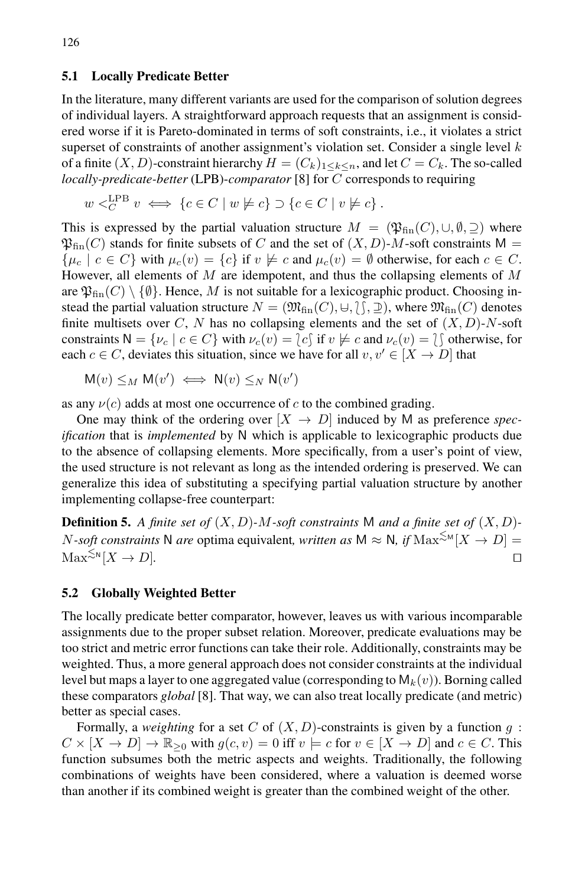### 5.1 Locally Predicate Better

In the literature, many different variants are used for the comparison of solution degrees of individual layers. A straightforward approach requests that an assignment is considered worse if it is Pareto-dominated in terms of soft constraints, i.e., it violates a strict superset of constraints of another assignment's violation set. Consider a single level $k$ of a finite $(X, D)$-constraint hierarchy $H = (C_k)_{1 \leq k \leq n}$, and let $C = C_k$. The so-called *locally-predicate-better* (LPB)-*comparator* [8] for $C$ corresponds to requiring

$$w <_C^{\mathrm{LPB}} v \iff \{c \in C \mid w \not\models c\} \supset \{c \in C \mid v \not\models c\} \,.$$

This is expressed by the partial valuation structure $M = (\mathfrak{P}_{\mathrm{fin}}(C), \cup, \emptyset, \supseteq)$ where $\mathfrak{P}_{\mathrm{fin}}(C)$ stands for finite subsets of $C$ and the set of $(X, D)$-$M$-soft constraints $\mathsf{M} = \{\mu_c \mid c \in C\}$ with $\mu_c(v) = \{c\}$ if $v \not\models c$ and $\mu_c(v) = \emptyset$ otherwise, for each $c \in C$. However, all elements of $M$ are idempotent, and thus the collapsing elements of $M$ are $\mathfrak{P}_{\mathrm{fin}}(C) \setminus \{\emptyset\}$. Hence, $M$ is not suitable for a lexicographic product. Choosing instead the partial valuation structure $N = (\mathfrak{M}_{\mathrm{fin}}(C), \uplus, \emptyset, \supseteq)$, where $\mathfrak{M}_{\mathrm{fin}}(C)$ denotes finite multisets over $C$, $N$ has no collapsing elements and the set of $(X, D)$-$N$-soft constraints $\mathsf{N} = \{\nu_c \mid c \in C\}$ with $\nu_c(v) = \{\!\{c\}\!\}$ if $v \not\models c$ and $\nu_c(v) = \{\!\{\}\!\}$ otherwise, for each $c \in C$, deviates this situation, since we have for all $v, v' \in [X \to D]$ that

$$\mathsf{M}(v) \leq_M \mathsf{M}(v') \iff \mathsf{N}(v) \leq_N \mathsf{N}(v')$$

as any $\nu(c)$ adds at most one occurrence of $c$ to the combined grading.

One may think of the ordering over $[X \to D]$ induced by $\mathsf{M}$ as preference *specification* that is *implemented* by $\mathsf{N}$ which is applicable to lexicographic products due to the absence of collapsing elements. More specifically, from a user's point of view, the used structure is not relevant as long as the intended ordering is preserved. We can generalize this idea of substituting a specifying partial valuation structure by another implementing collapse-free counterpart:

**Definition 5.** *A finite set of $(X, D)$-$M$-soft constraints $\mathsf{M}$ and a finite set of $(X, D)$-$N$-soft constraints $\mathsf{N}$ are* optima equivalent*, written as $\mathsf{M} \approx \mathsf{N}$, if $\mathrm{Max}^{\lesssim_{\mathsf{M}}}[X \to D] = \mathrm{Max}^{\lesssim_{\mathsf{N}}}[X \to D]$.* ◻

### 5.2 Globally Weighted Better

The locally predicate better comparator, however, leaves us with various incomparable assignments due to the proper subset relation. Moreover, predicate evaluations may be too strict and metric error functions can take their role. Additionally, constraints may be weighted. Thus, a more general approach does not consider constraints at the individual level but maps a layer to one aggregated value (corresponding to $\mathsf{M}_k(v)$). Borning called these comparators *global* [8]. That way, we can also treat locally predicate (and metric) better as special cases.

Formally, a *weighting* for a set $C$ of $(X, D)$-constraints is given by a function $g : C \times [X \to D] \to \mathbb{R}_{\geq 0}$ with $g(c, v) = 0$ iff $v \models c$ for $v \in [X \to D]$ and $c \in C$. This function subsumes both the metric aspects and weights. Traditionally, the following combinations of weights have been considered, where a valuation is deemed worse than another if its combined weight is greater than the combined weight of the other.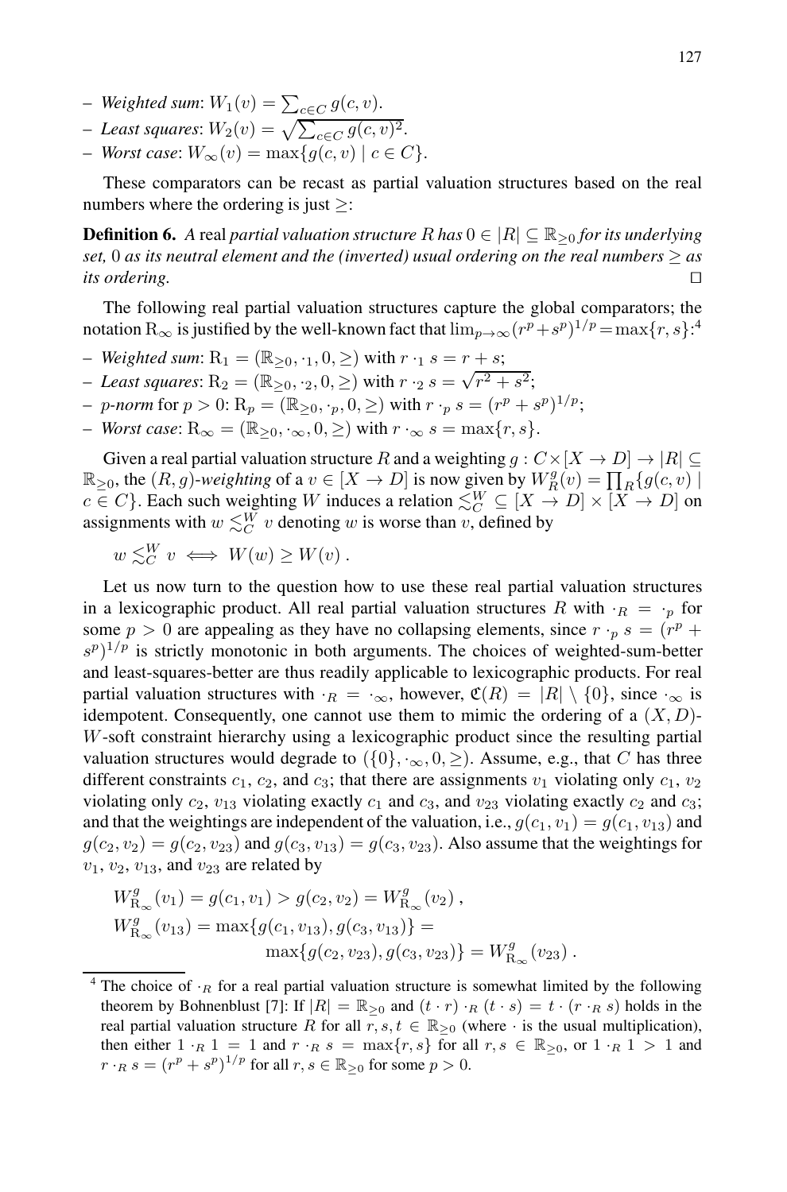- *Weighted sum*: $W_1(v) = \sum_{c \in C} g(c, v)$.
- *Least squares*: $W_2(v) = \sqrt{\sum_{c \in C} g(c, v)^2}$.
- *Worst case*: $W_\infty(v) = \max\{g(c, v) \mid c \in C\}$.

These comparators can be recast as partial valuation structures based on the real numbers where the ordering is just $\geq$:

**Definition 6.** *A* real *partial valuation structure $R$ has $0 \in |R| \subseteq \mathbb{R}_{\geq 0}$ for its underlying set, $0$ as its neutral element and the (inverted) usual ordering on the real numbers $\geq$ as its ordering.* ◻

The following real partial valuation structures capture the global comparators; the notation $\mathrm{R}_\infty$ is justified by the well-known fact that $\lim_{p \to \infty}(r^p + s^p)^{1/p} = \max\{r, s\}$:[4]

- *Weighted sum*: $\mathrm{R}_1 = (\mathbb{R}_{\geq 0}, \cdot_1, 0, \geq)$ with $r \cdot_1 s = r + s$;
- *Least squares*: $\mathrm{R}_2 = (\mathbb{R}_{\geq 0}, \cdot_2, 0, \geq)$ with $r \cdot_2 s = \sqrt{r^2 + s^2}$;
- *$p$-norm* for $p > 0$: $\mathrm{R}_p = (\mathbb{R}_{\geq 0}, \cdot_p, 0, \geq)$ with $r \cdot_p s = (r^p + s^p)^{1/p}$;
- *Worst case*: $\mathrm{R}_\infty = (\mathbb{R}_{\geq 0}, \cdot_\infty, 0, \geq)$ with $r \cdot_\infty s = \max\{r, s\}$.

Given a real partial valuation structure $R$ and a weighting $g : C \times [X \to D] \to |R| \subseteq \mathbb{R}_{\geq 0}$, the $(R, g)$-*weighting* of a $v \in [X \to D]$ is now given by $W_R^g(v) = \prod_R \{g(c, v) \mid c \in C\}$. Each such weighting $W$ induces a relation $\lesssim_C^W \subseteq [X \to D] \times [X \to D]$ on assignments with $w \lesssim_C^W v$ denoting $w$ is worse than $v$, defined by

$$w \lesssim_C^W v \iff W(w) \geq W(v) .$$

Let us now turn to the question how to use these real partial valuation structures in a lexicographic product. All real partial valuation structures $R$ with $\cdot_R = \cdot_p$ for some $p > 0$ are appealing as they have no collapsing elements, since $r \cdot_p s = (r^p + s^p)^{1/p}$ is strictly monotonic in both arguments. The choices of weighted-sum-better and least-squares-better are thus readily applicable to lexicographic products. For real partial valuation structures with $\cdot_R = \cdot_\infty$, however, $\mathfrak{C}(R) = |R| \setminus \{0\}$, since $\cdot_\infty$ is idempotent. Consequently, one cannot use them to mimic the ordering of a $(X, D)$-$W$-soft constraint hierarchy using a lexicographic product since the resulting partial valuation structures would degrade to $(\{0\}, \cdot_\infty, 0, \geq)$. Assume, e.g., that $C$ has three different constraints $c_1$, $c_2$, and $c_3$; that there are assignments $v_1$ violating only $c_1$, $v_2$ violating only $c_2$, $v_{13}$ violating exactly $c_1$ and $c_3$, and $v_{23}$ violating exactly $c_2$ and $c_3$; and that the weightings are independent of the valuation, i.e., $g(c_1, v_1) = g(c_1, v_{13})$ and $g(c_2, v_2) = g(c_2, v_{23})$ and $g(c_3, v_{13}) = g(c_3, v_{23})$. Also assume that the weightings for $v_1$, $v_2$, $v_{13}$, and $v_{23}$ are related by

$$\begin{aligned}
W_{\mathrm{R}_\infty}^g(v_1) &= g(c_1, v_1) > g(c_2, v_2) = W_{\mathrm{R}_\infty}^g(v_2) , \\
W_{\mathrm{R}_\infty}^g(v_{13}) &= \max\{g(c_1, v_{13}), g(c_3, v_{13})\} = \\
&\qquad \max\{g(c_2, v_{23}), g(c_3, v_{23})\} = W_{\mathrm{R}_\infty}^g(v_{23}) .
\end{aligned}$$

---

[4] The choice of $\cdot_R$ for a real partial valuation structure is somewhat limited by the following theorem by Bohnenblust [7]: If $|R| = \mathbb{R}_{\geq 0}$ and $(t \cdot r) \cdot_R (t \cdot s) = t \cdot (r \cdot_R s)$ holds in the real partial valuation structure $R$ for all $r, s, t \in \mathbb{R}_{\geq 0}$ (where $\cdot$ is the usual multiplication), then either $1 \cdot_R 1 = 1$ and $r \cdot_R s = \max\{r, s\}$ for all $r, s \in \mathbb{R}_{\geq 0}$, or $1 \cdot_R 1 > 1$ and $r \cdot_R s = (r^p + s^p)^{1/p}$ for all $r, s \in \mathbb{R}_{\geq 0}$ for some $p > 0$.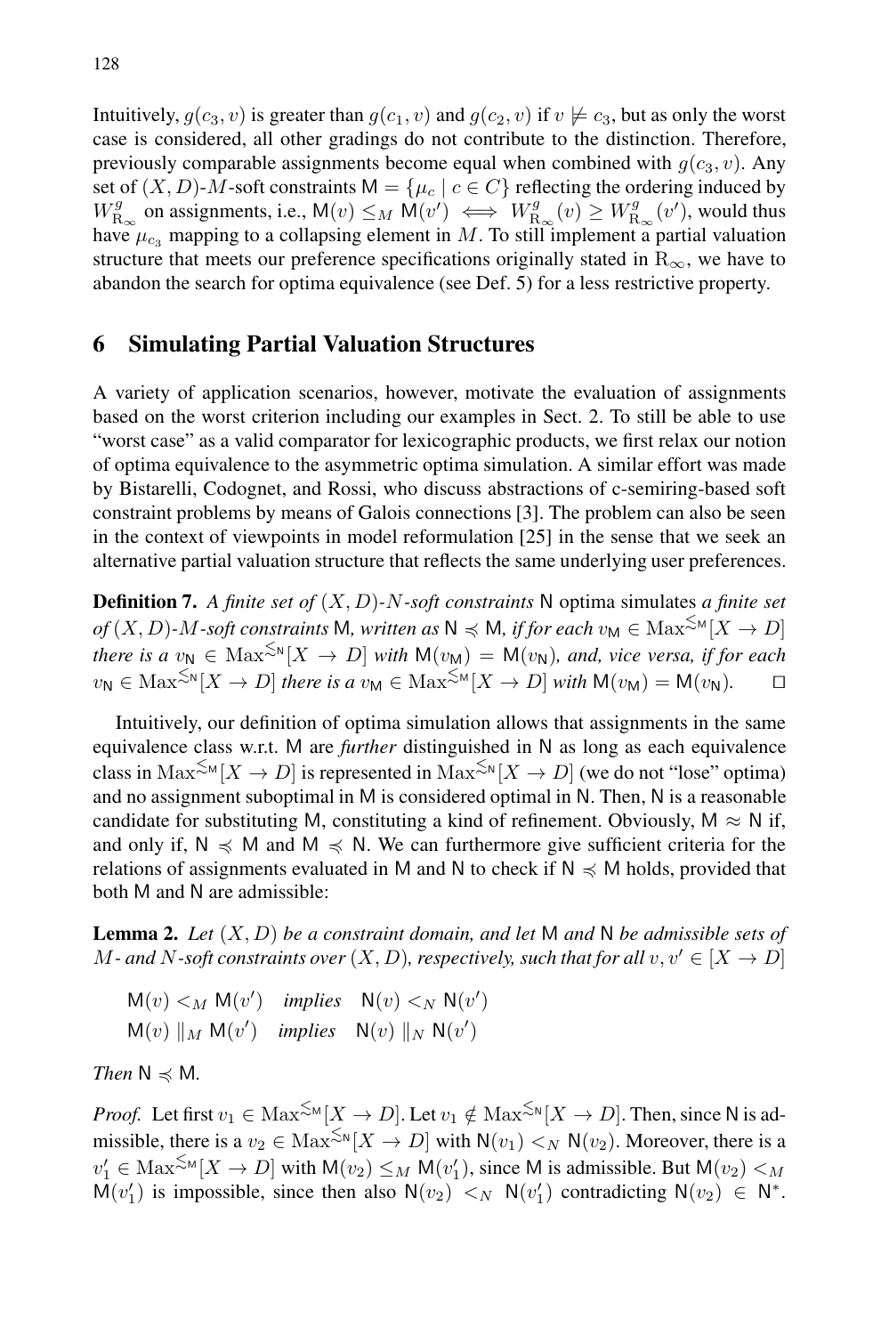Intuitively, $g(c_3, v)$ is greater than $g(c_1, v)$ and $g(c_2, v)$ if $v \not\models c_3$, but as only the worst case is considered, all other gradings do not contribute to the distinction. Therefore, previously comparable assignments become equal when combined with $g(c_3, v)$. Any set of $(X, D)$-$M$-soft constraints $\mathsf{M} = \{\mu_c \mid c \in C\}$ reflecting the ordering induced by $W^g_{\mathrm{R}_\infty}$ on assignments, i.e., $\mathsf{M}(v) \leq_M \mathsf{M}(v') \iff W^g_{\mathrm{R}_\infty}(v) \geq W^g_{\mathrm{R}_\infty}(v')$, would thus have $\mu_{c_3}$ mapping to a collapsing element in $M$. To still implement a partial valuation structure that meets our preference specifications originally stated in $\mathrm{R}_\infty$, we have to abandon the search for optima equivalence (see Def. 5) for a less restrictive property.

## 6 Simulating Partial Valuation Structures

A variety of application scenarios, however, motivate the evaluation of assignments based on the worst criterion including our examples in Sect. 2. To still be able to use "worst case" as a valid comparator for lexicographic products, we first relax our notion of optima equivalence to the asymmetric optima simulation. A similar effort was made by Bistarelli, Codognet, and Rossi, who discuss abstractions of c-semiring-based soft constraint problems by means of Galois connections [3]. The problem can also be seen in the context of viewpoints in model reformulation [25] in the sense that we seek an alternative partial valuation structure that reflects the same underlying user preferences.

**Definition 7.** *A finite set of $(X, D)$-$N$-soft constraints $\mathsf{N}$ optima simulates a finite set of $(X, D)$-$M$-soft constraints $\mathsf{M}$, written as $\mathsf{N} \preccurlyeq \mathsf{M}$, if for each $v_\mathsf{M} \in \mathrm{Max}^{\lesssim_\mathsf{M}}[X \to D]$ there is a $v_\mathsf{N} \in \mathrm{Max}^{\lesssim_\mathsf{N}}[X \to D]$ with $\mathsf{M}(v_\mathsf{M}) = \mathsf{M}(v_\mathsf{N})$, and, vice versa, if for each $v_\mathsf{N} \in \mathrm{Max}^{\lesssim_\mathsf{N}}[X \to D]$ there is a $v_\mathsf{M} \in \mathrm{Max}^{\lesssim_\mathsf{M}}[X \to D]$ with $\mathsf{M}(v_\mathsf{M}) = \mathsf{M}(v_\mathsf{N})$.* $\square$

Intuitively, our definition of optima simulation allows that assignments in the same equivalence class w.r.t. $\mathsf{M}$ are *further* distinguished in $\mathsf{N}$ as long as each equivalence class in $\mathrm{Max}^{\lesssim_\mathsf{M}}[X \to D]$ is represented in $\mathrm{Max}^{\lesssim_\mathsf{N}}[X \to D]$ (we do not "lose" optima) and no assignment suboptimal in $\mathsf{M}$ is considered optimal in $\mathsf{N}$. Then, $\mathsf{N}$ is a reasonable candidate for substituting $\mathsf{M}$, constituting a kind of refinement. Obviously, $\mathsf{M} \approx \mathsf{N}$ if, and only if, $\mathsf{N} \preccurlyeq \mathsf{M}$ and $\mathsf{M} \preccurlyeq \mathsf{N}$. We can furthermore give sufficient criteria for the relations of assignments evaluated in $\mathsf{M}$ and $\mathsf{N}$ to check if $\mathsf{N} \preccurlyeq \mathsf{M}$ holds, provided that both $\mathsf{M}$ and $\mathsf{N}$ are admissible:

**Lemma 2.** *Let $(X, D)$ be a constraint domain, and let $\mathsf{M}$ and $\mathsf{N}$ be admissible sets of $M$- and $N$-soft constraints over $(X, D)$, respectively, such that for all $v, v' \in [X \to D]$*

$$\mathsf{M}(v) <_M \mathsf{M}(v') \quad \textit{implies} \quad \mathsf{N}(v) <_N \mathsf{N}(v')$$
$$\mathsf{M}(v) \parallel_M \mathsf{M}(v') \quad \textit{implies} \quad \mathsf{N}(v) \parallel_N \mathsf{N}(v')$$

*Then $\mathsf{N} \preccurlyeq \mathsf{M}$.*

*Proof.* Let first $v_1 \in \mathrm{Max}^{\lesssim_\mathsf{M}}[X \to D]$. Let $v_1 \notin \mathrm{Max}^{\lesssim_\mathsf{N}}[X \to D]$. Then, since $\mathsf{N}$ is admissible, there is a $v_2 \in \mathrm{Max}^{\lesssim_\mathsf{N}}[X \to D]$ with $\mathsf{N}(v_1) <_N \mathsf{N}(v_2)$. Moreover, there is a $v_1' \in \mathrm{Max}^{\lesssim_\mathsf{M}}[X \to D]$ with $\mathsf{M}(v_2) \leq_M \mathsf{M}(v_1')$, since $\mathsf{M}$ is admissible. But $\mathsf{M}(v_2) <_M \mathsf{M}(v_1')$ is impossible, since then also $\mathsf{N}(v_2) <_N \mathsf{N}(v_1')$ contradicting $\mathsf{N}(v_2) \in \mathsf{N}^*$.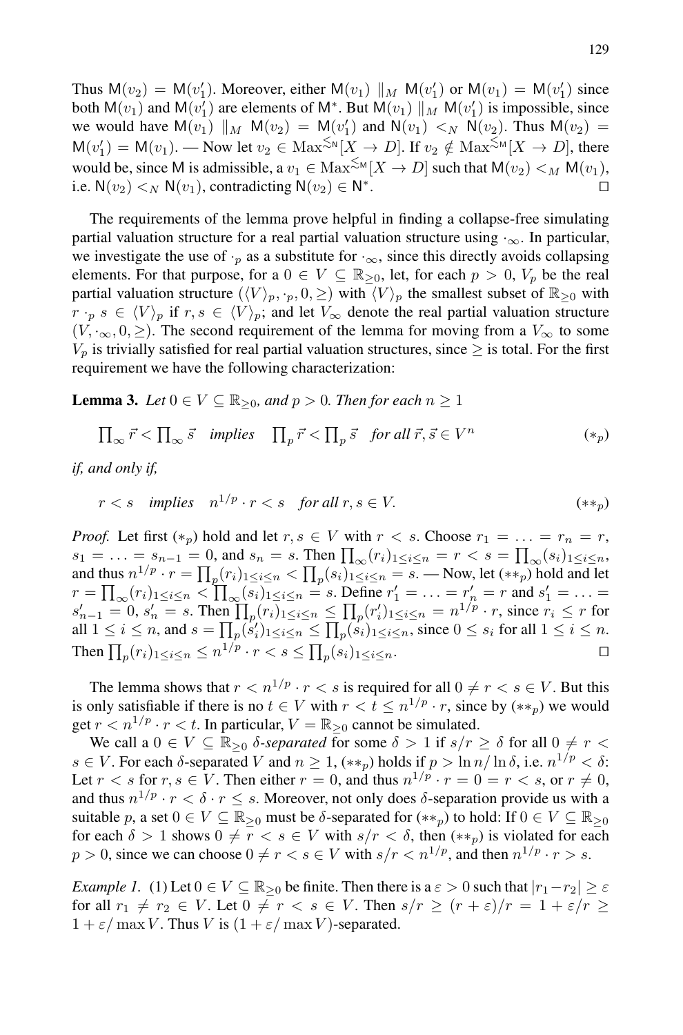Thus $\mathsf{M}(v_2) = \mathsf{M}(v_1')$. Moreover, either $\mathsf{M}(v_1) \parallel_M \mathsf{M}(v_1')$ or $\mathsf{M}(v_1) = \mathsf{M}(v_1')$ since both $\mathsf{M}(v_1)$ and $\mathsf{M}(v_1')$ are elements of $\mathsf{M}^*$. But $\mathsf{M}(v_1) \parallel_M \mathsf{M}(v_1')$ is impossible, since we would have $\mathsf{M}(v_1) \parallel_M \mathsf{M}(v_2) = \mathsf{M}(v_1')$ and $\mathsf{N}(v_1) <_N \mathsf{N}(v_2)$. Thus $\mathsf{M}(v_2) = \mathsf{M}(v_1') = \mathsf{M}(v_1)$. — Now let $v_2 \in \mathrm{Max}^{\lesssim_{\mathsf{N}}}[X \to D]$. If $v_2 \notin \mathrm{Max}^{\lesssim_{\mathsf{M}}}[X \to D]$, there would be, since $\mathsf{M}$ is admissible, a $v_1 \in \mathrm{Max}^{\lesssim_{\mathsf{M}}}[X \to D]$ such that $\mathsf{M}(v_2) <_M \mathsf{M}(v_1)$, i.e. $\mathsf{N}(v_2) <_N \mathsf{N}(v_1)$, contradicting $\mathsf{N}(v_2) \in \mathsf{N}^*$. □

The requirements of the lemma prove helpful in finding a collapse-free simulating partial valuation structure for a real partial valuation structure using $\cdot_\infty$. In particular, we investigate the use of $\cdot_p$ as a substitute for $\cdot_\infty$, since this directly avoids collapsing elements. For that purpose, for a $0 \in V \subseteq \mathbb{R}_{\geq 0}$, let, for each $p > 0$, $V_p$ be the real partial valuation structure $(\langle V \rangle_p, \cdot_p, 0, \geq)$ with $\langle V \rangle_p$ the smallest subset of $\mathbb{R}_{\geq 0}$ with $r \cdot_p s \in \langle V \rangle_p$ if $r, s \in \langle V \rangle_p$; and let $V_\infty$ denote the real partial valuation structure $(V, \cdot_\infty, 0, \geq)$. The second requirement of the lemma for moving from a $V_\infty$ to some $V_p$ is trivially satisfied for real partial valuation structures, since $\geq$ is total. For the first requirement we have the following characterization:

**Lemma 3.** *Let $0 \in V \subseteq \mathbb{R}_{\geq 0}$, and $p > 0$. Then for each $n \geq 1$*

$$\textstyle\prod_\infty \vec{r} < \prod_\infty \vec{s} \quad \textit{implies} \quad \prod_p \vec{r} < \prod_p \vec{s} \quad \textit{for all } \vec{r}, \vec{s} \in V^n \qquad (*_p)$$

*if, and only if,*

$$r < s \quad \textit{implies} \quad n^{1/p} \cdot r < s \quad \textit{for all } r, s \in V. \qquad (**_p)$$

*Proof.* Let first $(*_p)$ hold and let $r, s \in V$ with $r < s$. Choose $r_1 = \ldots = r_n = r$, $s_1 = \ldots = s_{n-1} = 0$, and $s_n = s$. Then $\prod_\infty (r_i)_{1 \leq i \leq n} = r < s = \prod_\infty (s_i)_{1 \leq i \leq n}$, and thus $n^{1/p} \cdot r = \prod_p (r_i)_{1 \leq i \leq n} < \prod_p (s_i)_{1 \leq i \leq n} = s$. — Now, let $(**_p)$ hold and let $r = \prod_\infty (r_i)_{1 \leq i \leq n} < \prod_\infty (s_i)_{1 \leq i \leq n} = s$. Define $r_1' = \ldots = r_n' = r$ and $s_1' = \ldots = s_{n-1}' = 0$, $s_n' = s$. Then $\prod_p (r_i)_{1 \leq i \leq n} \leq \prod_p (r_i')_{1 \leq i \leq n} = n^{1/p} \cdot r$, since $r_i \leq r$ for all $1 \leq i \leq n$, and $s = \prod_p (s_i')_{1 \leq i \leq n} \leq \prod_p (s_i)_{1 \leq i \leq n}$, since $0 \leq s_i$ for all $1 \leq i \leq n$. Then $\prod_p (r_i)_{1 \leq i \leq n} \leq n^{1/p} \cdot r < s \leq \prod_p (s_i)_{1 \leq i \leq n}$. □

The lemma shows that $r < n^{1/p} \cdot r < s$ is required for all $0 \neq r < s \in V$. But this is only satisfiable if there is no $t \in V$ with $r < t \leq n^{1/p} \cdot r$, since by $(**_p)$ we would get $r < n^{1/p} \cdot r < t$. In particular, $V = \mathbb{R}_{\geq 0}$ cannot be simulated.

We call a $0 \in V \subseteq \mathbb{R}_{\geq 0}$ *$\delta$-separated* for some $\delta > 1$ if $s/r \geq \delta$ for all $0 \neq r < s \in V$. For each $\delta$-separated $V$ and $n \geq 1$, $(**_p)$ holds if $p > \ln n / \ln \delta$, i.e. $n^{1/p} < \delta$: Let $r < s$ for $r, s \in V$. Then either $r = 0$, and thus $n^{1/p} \cdot r = 0 = r < s$, or $r \neq 0$, and thus $n^{1/p} \cdot r < \delta \cdot r \leq s$. Moreover, not only does $\delta$-separation provide us with a suitable $p$, a set $0 \in V \subseteq \mathbb{R}_{\geq 0}$ must be $\delta$-separated for $(**_p)$ to hold: If $0 \in V \subseteq \mathbb{R}_{\geq 0}$ for each $\delta > 1$ shows $0 \neq r < s \in V$ with $s/r < \delta$, then $(**_p)$ is violated for each $p > 0$, since we can choose $0 \neq r < s \in V$ with $s/r < n^{1/p}$, and then $n^{1/p} \cdot r > s$.

*Example 1.* (1) Let $0 \in V \subseteq \mathbb{R}_{\geq 0}$ be finite. Then there is a $\varepsilon > 0$ such that $|r_1 - r_2| \geq \varepsilon$ for all $r_1 \neq r_2 \in V$. Let $0 \neq r < s \in V$. Then $s/r \geq (r + \varepsilon)/r = 1 + \varepsilon/r \geq 1 + \varepsilon/\max V$. Thus $V$ is $(1 + \varepsilon/\max V)$-separated.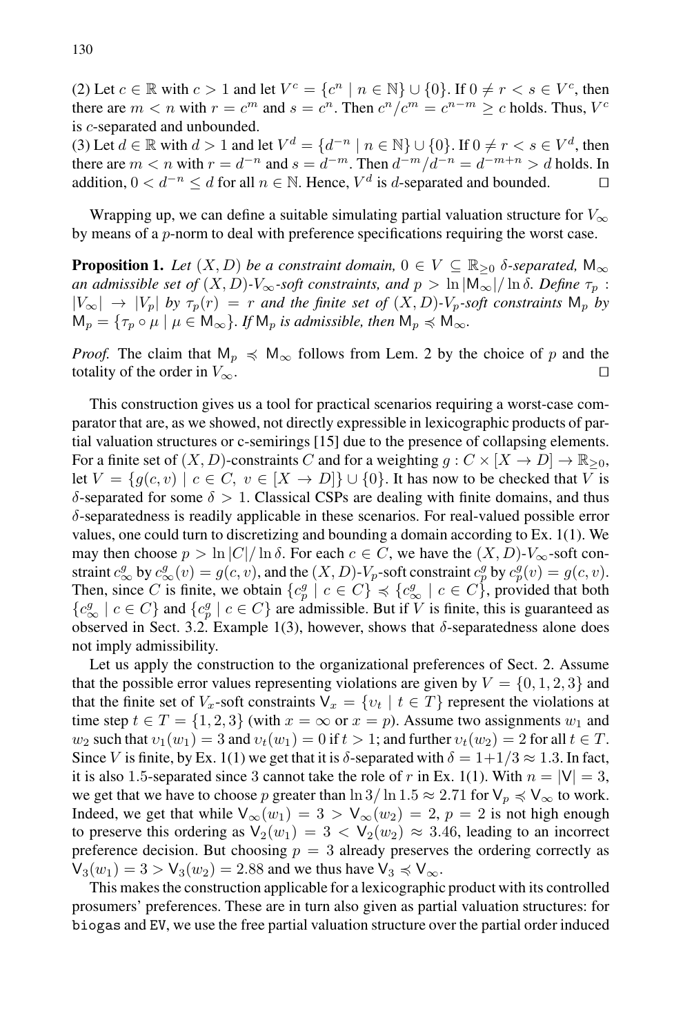(2) Let $c \in \mathbb{R}$ with $c > 1$ and let $V^c = \{c^n \mid n \in \mathbb{N}\} \cup \{0\}$. If $0 \neq r < s \in V^c$, then there are $m < n$ with $r = c^m$ and $s = c^n$. Then $c^n/c^m = c^{n-m} \geq c$ holds. Thus, $V^c$ is $c$-separated and unbounded.
(3) Let $d \in \mathbb{R}$ with $d > 1$ and let $V^d = \{d^{-n} \mid n \in \mathbb{N}\} \cup \{0\}$. If $0 \neq r < s \in V^d$, then there are $m < n$ with $r = d^{-n}$ and $s = d^{-m}$. Then $d^{-m}/d^{-n} = d^{-m+n} > d$ holds. In addition, $0 < d^{-n} \leq d$ for all $n \in \mathbb{N}$. Hence, $V^d$ is $d$-separated and bounded. ☐

Wrapping up, we can define a suitable simulating partial valuation structure for $V_\infty$ by means of a $p$-norm to deal with preference specifications requiring the worst case.

**Proposition 1.** *Let $(X, D)$ be a constraint domain, $0 \in V \subseteq \mathbb{R}_{\geq 0}$ $\delta$-separated, $\mathsf{M}_\infty$ an admissible set of $(X, D)$-$V_\infty$-soft constraints, and $p > \ln |\mathsf{M}_\infty| / \ln \delta$. Define $\tau_p : |V_\infty| \to |V_p|$ by $\tau_p(r) = r$ and the finite set of $(X, D)$-$V_p$-soft constraints $\mathsf{M}_p$ by $\mathsf{M}_p = \{\tau_p \circ \mu \mid \mu \in \mathsf{M}_\infty\}$. If $\mathsf{M}_p$ is admissible, then $\mathsf{M}_p \preccurlyeq \mathsf{M}_\infty$.*

*Proof.* The claim that $\mathsf{M}_p \preccurlyeq \mathsf{M}_\infty$ follows from Lem. 2 by the choice of $p$ and the totality of the order in $V_\infty$. ☐

This construction gives us a tool for practical scenarios requiring a worst-case comparator that are, as we showed, not directly expressible in lexicographic products of partial valuation structures or c-semirings [15] due to the presence of collapsing elements. For a finite set of $(X, D)$-constraints $C$ and for a weighting $g : C \times [X \to D] \to \mathbb{R}_{\geq 0}$, let $V = \{g(c, v) \mid c \in C,\ v \in [X \to D]\} \cup \{0\}$. It has now to be checked that $V$ is $\delta$-separated for some $\delta > 1$. Classical CSPs are dealing with finite domains, and thus $\delta$-separatedness is readily applicable in these scenarios. For real-valued possible error values, one could turn to discretizing and bounding a domain according to Ex. 1(1). We may then choose $p > \ln |C| / \ln \delta$. For each $c \in C$, we have the $(X, D)$-$V_\infty$-soft constraint $c^g_\infty$ by $c^g_\infty(v) = g(c, v)$, and the $(X, D)$-$V_p$-soft constraint $c^g_p$ by $c^g_p(v) = g(c, v)$. Then, since $C$ is finite, we obtain $\{c^g_p \mid c \in C\} \preccurlyeq \{c^g_\infty \mid c \in C\}$, provided that both $\{c^g_\infty \mid c \in C\}$ and $\{c^g_p \mid c \in C\}$ are admissible. But if $V$ is finite, this is guaranteed as observed in Sect. 3.2. Example 1(3), however, shows that $\delta$-separatedness alone does not imply admissibility.

Let us apply the construction to the organizational preferences of Sect. 2. Assume that the possible error values representing violations are given by $V = \{0, 1, 2, 3\}$ and that the finite set of $V_x$-soft constraints $\mathsf{V}_x = \{\upsilon_t \mid t \in T\}$ represent the violations at time step $t \in T = \{1, 2, 3\}$ (with $x = \infty$ or $x = p$). Assume two assignments $w_1$ and $w_2$ such that $\upsilon_1(w_1) = 3$ and $\upsilon_t(w_1) = 0$ if $t > 1$; and further $\upsilon_t(w_2) = 2$ for all $t \in T$. Since $V$ is finite, by Ex. 1(1) we get that it is $\delta$-separated with $\delta = 1 + 1/3 \approx 1.3$. In fact, it is also 1.5-separated since 3 cannot take the role of $r$ in Ex. 1(1). With $n = |\mathsf{V}| = 3$, we get that we have to choose $p$ greater than $\ln 3 / \ln 1.5 \approx 2.71$ for $\mathsf{V}_p \preccurlyeq \mathsf{V}_\infty$ to work. Indeed, we get that while $\mathsf{V}_\infty(w_1) = 3 > \mathsf{V}_\infty(w_2) = 2$, $p = 2$ is not high enough to preserve this ordering as $\mathsf{V}_2(w_1) = 3 < \mathsf{V}_2(w_2) \approx 3.46$, leading to an incorrect preference decision. But choosing $p = 3$ already preserves the ordering correctly as $\mathsf{V}_3(w_1) = 3 > \mathsf{V}_3(w_2) = 2.88$ and we thus have $\mathsf{V}_3 \preccurlyeq \mathsf{V}_\infty$.

This makes the construction applicable for a lexicographic product with its controlled prosumers' preferences. These are in turn also given as partial valuation structures: for `biogas` and `EV`, we use the free partial valuation structure over the partial order induced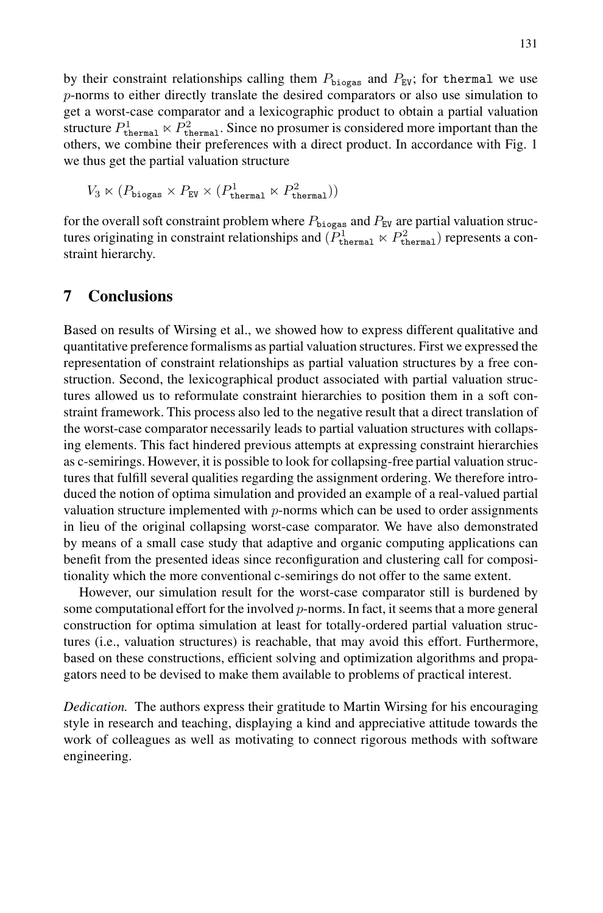by their constraint relationships calling them $P_{\texttt{biogas}}$ and $P_{\texttt{EV}}$; for thermal we use $p$-norms to either directly translate the desired comparators or also use simulation to get a worst-case comparator and a lexicographic product to obtain a partial valuation structure $P^1_{\texttt{thermal}} \ltimes P^2_{\texttt{thermal}}$. Since no prosumer is considered more important than the others, we combine their preferences with a direct product. In accordance with Fig. 1 we thus get the partial valuation structure

$$V_3 \ltimes (P_{\texttt{biogas}} \times P_{\texttt{EV}} \times (P^1_{\texttt{thermal}} \ltimes P^2_{\texttt{thermal}}))$$

for the overall soft constraint problem where $P_{\texttt{biogas}}$ and $P_{\texttt{EV}}$ are partial valuation structures originating in constraint relationships and $(P^1_{\texttt{thermal}} \ltimes P^2_{\texttt{thermal}})$ represents a constraint hierarchy.

## 7 Conclusions

Based on results of Wirsing et al., we showed how to express different qualitative and quantitative preference formalisms as partial valuation structures. First we expressed the representation of constraint relationships as partial valuation structures by a free construction. Second, the lexicographical product associated with partial valuation structures allowed us to reformulate constraint hierarchies to position them in a soft constraint framework. This process also led to the negative result that a direct translation of the worst-case comparator necessarily leads to partial valuation structures with collapsing elements. This fact hindered previous attempts at expressing constraint hierarchies as c-semirings. However, it is possible to look for collapsing-free partial valuation structures that fulfill several qualities regarding the assignment ordering. We therefore introduced the notion of optima simulation and provided an example of a real-valued partial valuation structure implemented with $p$-norms which can be used to order assignments in lieu of the original collapsing worst-case comparator. We have also demonstrated by means of a small case study that adaptive and organic computing applications can benefit from the presented ideas since reconfiguration and clustering call for compositionality which the more conventional c-semirings do not offer to the same extent.

However, our simulation result for the worst-case comparator still is burdened by some computational effort for the involved $p$-norms. In fact, it seems that a more general construction for optima simulation at least for totally-ordered partial valuation structures (i.e., valuation structures) is reachable, that may avoid this effort. Furthermore, based on these constructions, efficient solving and optimization algorithms and propagators need to be devised to make them available to problems of practical interest.

*Dedication.* The authors express their gratitude to Martin Wirsing for his encouraging style in research and teaching, displaying a kind and appreciative attitude towards the work of colleagues as well as motivating to connect rigorous methods with software engineering.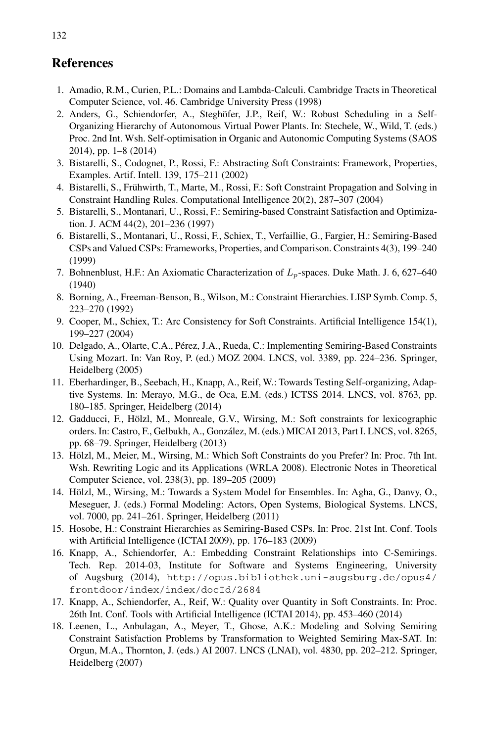## References

1. Amadio, R.M., Curien, P.L.: Domains and Lambda-Calculi. Cambridge Tracts in Theoretical Computer Science, vol. 46. Cambridge University Press (1998)
2. Anders, G., Schiendorfer, A., Steghöfer, J.P., Reif, W.: Robust Scheduling in a Self-Organizing Hierarchy of Autonomous Virtual Power Plants. In: Stechele, W., Wild, T. (eds.) Proc. 2nd Int. Wsh. Self-optimisation in Organic and Autonomic Computing Systems (SAOS 2014), pp. 1–8 (2014)
3. Bistarelli, S., Codognet, P., Rossi, F.: Abstracting Soft Constraints: Framework, Properties, Examples. Artif. Intell. 139, 175–211 (2002)
4. Bistarelli, S., Frühwirth, T., Marte, M., Rossi, F.: Soft Constraint Propagation and Solving in Constraint Handling Rules. Computational Intelligence 20(2), 287–307 (2004)
5. Bistarelli, S., Montanari, U., Rossi, F.: Semiring-based Constraint Satisfaction and Optimization. J. ACM 44(2), 201–236 (1997)
6. Bistarelli, S., Montanari, U., Rossi, F., Schiex, T., Verfaillie, G., Fargier, H.: Semiring-Based CSPs and Valued CSPs: Frameworks, Properties, and Comparison. Constraints 4(3), 199–240 (1999)
7. Bohnenblust, H.F.: An Axiomatic Characterization of $L_p$-spaces. Duke Math. J. 6, 627–640 (1940)
8. Borning, A., Freeman-Benson, B., Wilson, M.: Constraint Hierarchies. LISP Symb. Comp. 5, 223–270 (1992)
9. Cooper, M., Schiex, T.: Arc Consistency for Soft Constraints. Artificial Intelligence 154(1), 199–227 (2004)
10. Delgado, A., Olarte, C.A., Pérez, J.A., Rueda, C.: Implementing Semiring-Based Constraints Using Mozart. In: Van Roy, P. (ed.) MOZ 2004. LNCS, vol. 3389, pp. 224–236. Springer, Heidelberg (2005)
11. Eberhardinger, B., Seebach, H., Knapp, A., Reif, W.: Towards Testing Self-organizing, Adaptive Systems. In: Merayo, M.G., de Oca, E.M. (eds.) ICTSS 2014. LNCS, vol. 8763, pp. 180–185. Springer, Heidelberg (2014)
12. Gadducci, F., Hölzl, M., Monreale, G.V., Wirsing, M.: Soft constraints for lexicographic orders. In: Castro, F., Gelbukh, A., González, M. (eds.) MICAI 2013, Part I. LNCS, vol. 8265, pp. 68–79. Springer, Heidelberg (2013)
13. Hölzl, M., Meier, M., Wirsing, M.: Which Soft Constraints do you Prefer? In: Proc. 7th Int. Wsh. Rewriting Logic and its Applications (WRLA 2008). Electronic Notes in Theoretical Computer Science, vol. 238(3), pp. 189–205 (2009)
14. Hölzl, M., Wirsing, M.: Towards a System Model for Ensembles. In: Agha, G., Danvy, O., Meseguer, J. (eds.) Formal Modeling: Actors, Open Systems, Biological Systems. LNCS, vol. 7000, pp. 241–261. Springer, Heidelberg (2011)
15. Hosobe, H.: Constraint Hierarchies as Semiring-Based CSPs. In: Proc. 21st Int. Conf. Tools with Artificial Intelligence (ICTAI 2009), pp. 176–183 (2009)
16. Knapp, A., Schiendorfer, A.: Embedding Constraint Relationships into C-Semirings. Tech. Rep. 2014-03, Institute for Software and Systems Engineering, University of Augsburg (2014), `http://opus.bibliothek.uni-augsburg.de/opus4/frontdoor/index/index/docId/2684`
17. Knapp, A., Schiendorfer, A., Reif, W.: Quality over Quantity in Soft Constraints. In: Proc. 26th Int. Conf. Tools with Artificial Intelligence (ICTAI 2014), pp. 453–460 (2014)
18. Leenen, L., Anbulagan, A., Meyer, T., Ghose, A.K.: Modeling and Solving Semiring Constraint Satisfaction Problems by Transformation to Weighted Semiring Max-SAT. In: Orgun, M.A., Thornton, J. (eds.) AI 2007. LNCS (LNAI), vol. 4830, pp. 202–212. Springer, Heidelberg (2007)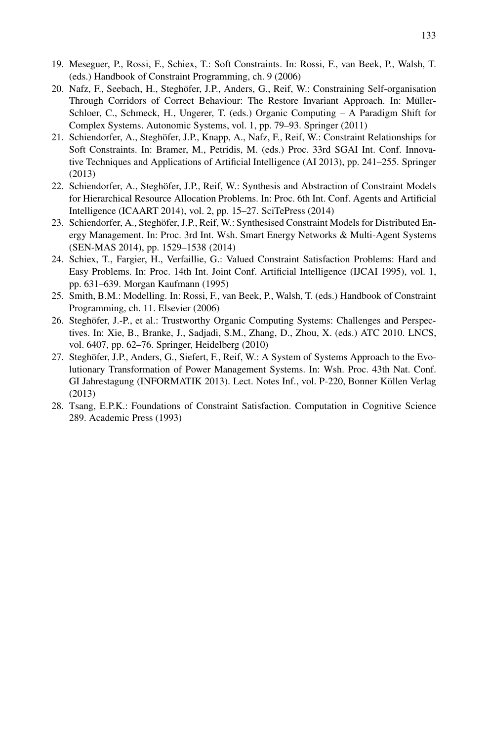19. Meseguer, P., Rossi, F., Schiex, T.: Soft Constraints. In: Rossi, F., van Beek, P., Walsh, T. (eds.) Handbook of Constraint Programming, ch. 9 (2006)
20. Nafz, F., Seebach, H., Steghöfer, J.P., Anders, G., Reif, W.: Constraining Self-organisation Through Corridors of Correct Behaviour: The Restore Invariant Approach. In: Müller-Schloer, C., Schmeck, H., Ungerer, T. (eds.) Organic Computing – A Paradigm Shift for Complex Systems. Autonomic Systems, vol. 1, pp. 79–93. Springer (2011)
21. Schiendorfer, A., Steghöfer, J.P., Knapp, A., Nafz, F., Reif, W.: Constraint Relationships for Soft Constraints. In: Bramer, M., Petridis, M. (eds.) Proc. 33rd SGAI Int. Conf. Innovative Techniques and Applications of Artificial Intelligence (AI 2013), pp. 241–255. Springer (2013)
22. Schiendorfer, A., Steghöfer, J.P., Reif, W.: Synthesis and Abstraction of Constraint Models for Hierarchical Resource Allocation Problems. In: Proc. 6th Int. Conf. Agents and Artificial Intelligence (ICAART 2014), vol. 2, pp. 15–27. SciTePress (2014)
23. Schiendorfer, A., Steghöfer, J.P., Reif, W.: Synthesised Constraint Models for Distributed Energy Management. In: Proc. 3rd Int. Wsh. Smart Energy Networks & Multi-Agent Systems (SEN-MAS 2014), pp. 1529–1538 (2014)
24. Schiex, T., Fargier, H., Verfaillie, G.: Valued Constraint Satisfaction Problems: Hard and Easy Problems. In: Proc. 14th Int. Joint Conf. Artificial Intelligence (IJCAI 1995), vol. 1, pp. 631–639. Morgan Kaufmann (1995)
25. Smith, B.M.: Modelling. In: Rossi, F., van Beek, P., Walsh, T. (eds.) Handbook of Constraint Programming, ch. 11. Elsevier (2006)
26. Steghöfer, J.-P., et al.: Trustworthy Organic Computing Systems: Challenges and Perspectives. In: Xie, B., Branke, J., Sadjadi, S.M., Zhang, D., Zhou, X. (eds.) ATC 2010. LNCS, vol. 6407, pp. 62–76. Springer, Heidelberg (2010)
27. Steghöfer, J.P., Anders, G., Siefert, F., Reif, W.: A System of Systems Approach to the Evolutionary Transformation of Power Management Systems. In: Wsh. Proc. 43th Nat. Conf. GI Jahrestagung (INFORMATIK 2013). Lect. Notes Inf., vol. P-220, Bonner Köllen Verlag (2013)
28. Tsang, E.P.K.: Foundations of Constraint Satisfaction. Computation in Cognitive Science 289. Academic Press (1993)